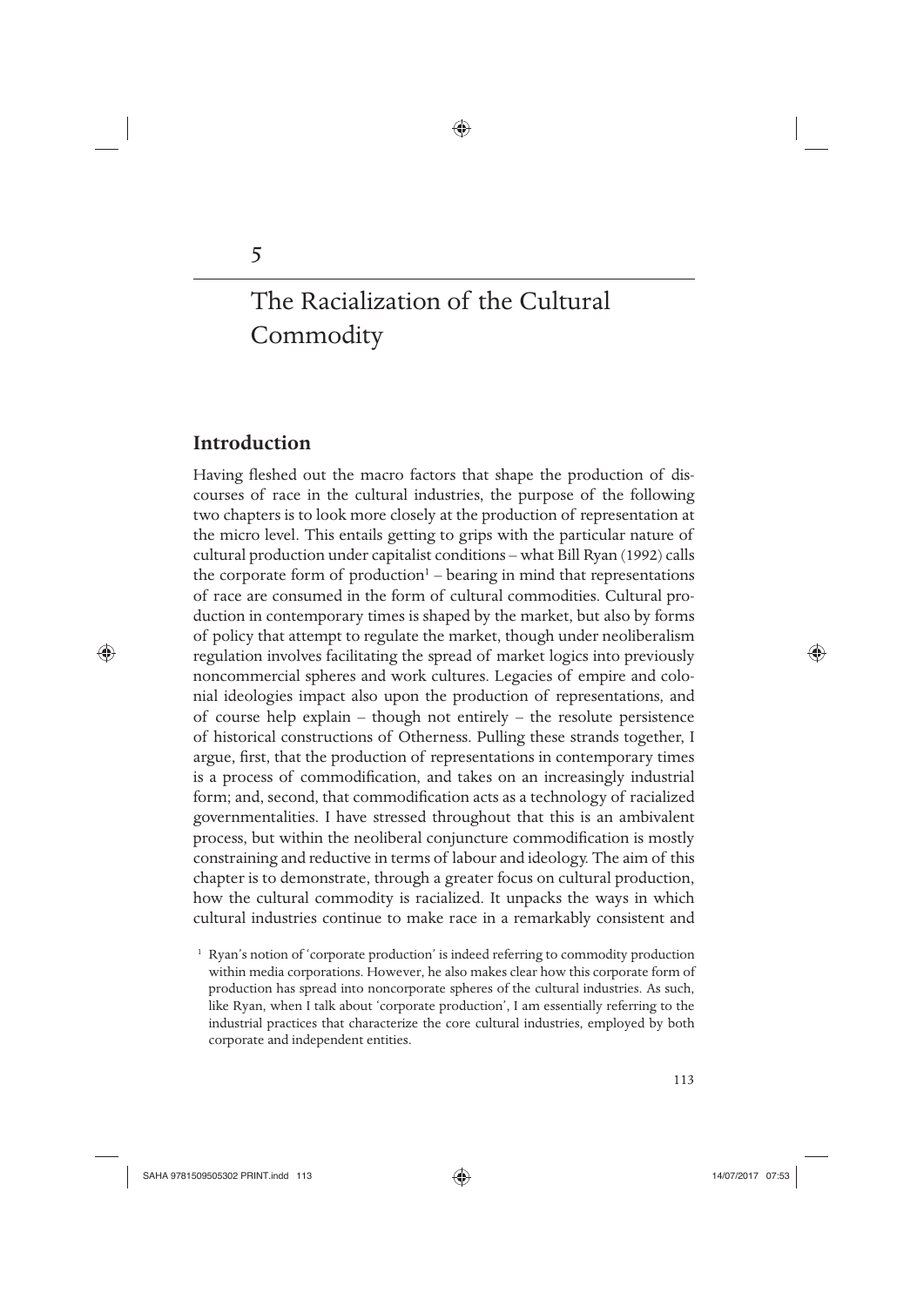# 5

# The Racialization of the Cultural Commodity

## Introduction

Having fleshed out the macro factors that shape the production of discourses of race in the cultural industries, the purpose of the following two chapters is to look more closely at the production of representation at the micro level. This entails getting to grips with the particular nature of cultural production under capitalist conditions – what Bill Ryan (1992) calls the corporate form of production[1] – bearing in mind that representations of race are consumed in the form of cultural commodities. Cultural production in contemporary times is shaped by the market, but also by forms of policy that attempt to regulate the market, though under neoliberalism regulation involves facilitating the spread of market logics into previously noncommercial spheres and work cultures. Legacies of empire and colonial ideologies impact also upon the production of representations, and of course help explain – though not entirely – the resolute persistence of historical constructions of Otherness. Pulling these strands together, I argue, first, that the production of representations in contemporary times is a process of commodification, and takes on an increasingly industrial form; and, second, that commodification acts as a technology of racialized governmentalities. I have stressed throughout that this is an ambivalent process, but within the neoliberal conjuncture commodification is mostly constraining and reductive in terms of labour and ideology. The aim of this chapter is to demonstrate, through a greater focus on cultural production, how the cultural commodity is racialized. It unpacks the ways in which cultural industries continue to make race in a remarkably consistent and

[1] Ryan's notion of 'corporate production' is indeed referring to commodity production within media corporations. However, he also makes clear how this corporate form of production has spread into noncorporate spheres of the cultural industries. As such, like Ryan, when I talk about 'corporate production', I am essentially referring to the industrial practices that characterize the core cultural industries, employed by both corporate and independent entities.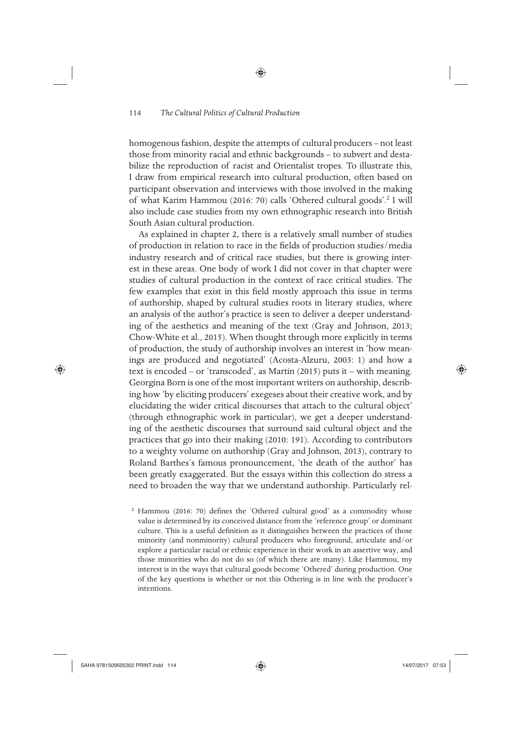homogenous fashion, despite the attempts of cultural producers – not least those from minority racial and ethnic backgrounds – to subvert and destabilize the reproduction of racist and Orientalist tropes. To illustrate this, I draw from empirical research into cultural production, often based on participant observation and interviews with those involved in the making of what Karim Hammou (2016: 70) calls 'Othered cultural goods'.[2] I will also include case studies from my own ethnographic research into British South Asian cultural production.

As explained in chapter 2, there is a relatively small number of studies of production in relation to race in the fields of production studies/media industry research and of critical race studies, but there is growing interest in these areas. One body of work I did not cover in that chapter were studies of cultural production in the context of race critical studies. The few examples that exist in this field mostly approach this issue in terms of authorship, shaped by cultural studies roots in literary studies, where an analysis of the author's practice is seen to deliver a deeper understanding of the aesthetics and meaning of the text (Gray and Johnson, 2013; Chow-White et al., 2015). When thought through more explicitly in terms of production, the study of authorship involves an interest in 'how meanings are produced and negotiated' (Acosta-Alzuru, 2003: 1) and how a text is encoded – or 'transcoded', as Martin (2015) puts it – with meaning. Georgina Born is one of the most important writers on authorship, describing how 'by eliciting producers' exegeses about their creative work, and by elucidating the wider critical discourses that attach to the cultural object' (through ethnographic work in particular), we get a deeper understanding of the aesthetic discourses that surround said cultural object and the practices that go into their making (2010: 191). According to contributors to a weighty volume on authorship (Gray and Johnson, 2013), contrary to Roland Barthes's famous pronouncement, 'the death of the author' has been greatly exaggerated. But the essays within this collection do stress a need to broaden the way that we understand authorship. Particularly rel-

[2] Hammou (2016: 70) defines the 'Othered cultural good' as a commodity whose value is determined by its conceived distance from the 'reference group' or dominant culture. This is a useful definition as it distinguishes between the practices of those minority (and nonminority) cultural producers who foreground, articulate and/or explore a particular racial or ethnic experience in their work in an assertive way, and those minorities who do not do so (of which there are many). Like Hammou, my interest is in the ways that cultural goods become 'Othered' during production. One of the key questions is whether or not this Othering is in line with the producer's intentions.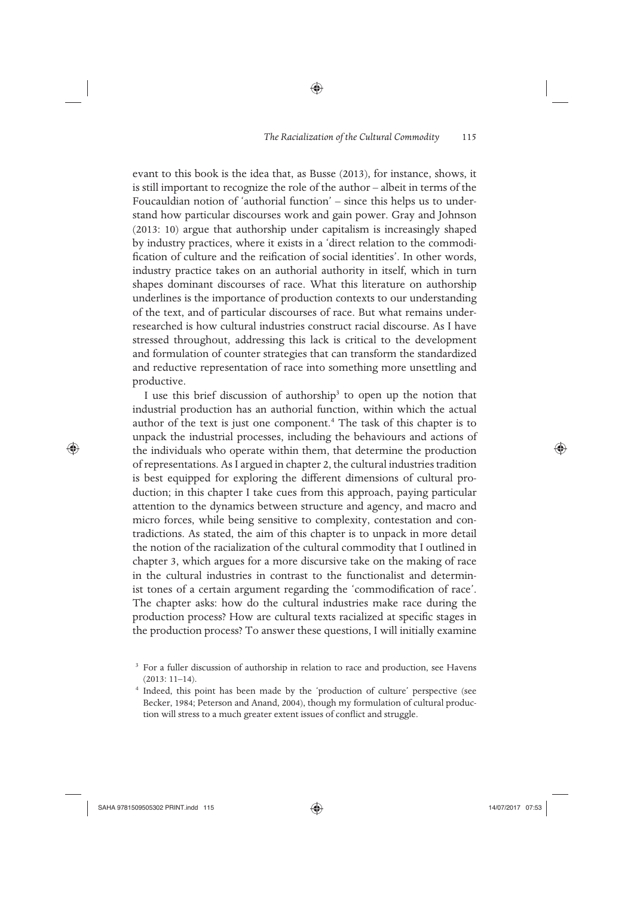evant to this book is the idea that, as Busse (2013), for instance, shows, it is still important to recognize the role of the author – albeit in terms of the Foucauldian notion of 'authorial function' – since this helps us to understand how particular discourses work and gain power. Gray and Johnson (2013: 10) argue that authorship under capitalism is increasingly shaped by industry practices, where it exists in a 'direct relation to the commodification of culture and the reification of social identities'. In other words, industry practice takes on an authorial authority in itself, which in turn shapes dominant discourses of race. What this literature on authorship underlines is the importance of production contexts to our understanding of the text, and of particular discourses of race. But what remains under-researched is how cultural industries construct racial discourse. As I have stressed throughout, addressing this lack is critical to the development and formulation of counter strategies that can transform the standardized and reductive representation of race into something more unsettling and productive.

I use this brief discussion of authorship[3] to open up the notion that industrial production has an authorial function, within which the actual author of the text is just one component.[4] The task of this chapter is to unpack the industrial processes, including the behaviours and actions of the individuals who operate within them, that determine the production of representations. As I argued in chapter 2, the cultural industries tradition is best equipped for exploring the different dimensions of cultural production; in this chapter I take cues from this approach, paying particular attention to the dynamics between structure and agency, and macro and micro forces, while being sensitive to complexity, contestation and contradictions. As stated, the aim of this chapter is to unpack in more detail the notion of the racialization of the cultural commodity that I outlined in chapter 3, which argues for a more discursive take on the making of race in the cultural industries in contrast to the functionalist and determinist tones of a certain argument regarding the 'commodification of race'. The chapter asks: how do the cultural industries make race during the production process? How are cultural texts racialized at specific stages in the production process? To answer these questions, I will initially examine

[3] For a fuller discussion of authorship in relation to race and production, see Havens (2013: 11–14).

[4] Indeed, this point has been made by the 'production of culture' perspective (see Becker, 1984; Peterson and Anand, 2004), though my formulation of cultural production will stress to a much greater extent issues of conflict and struggle.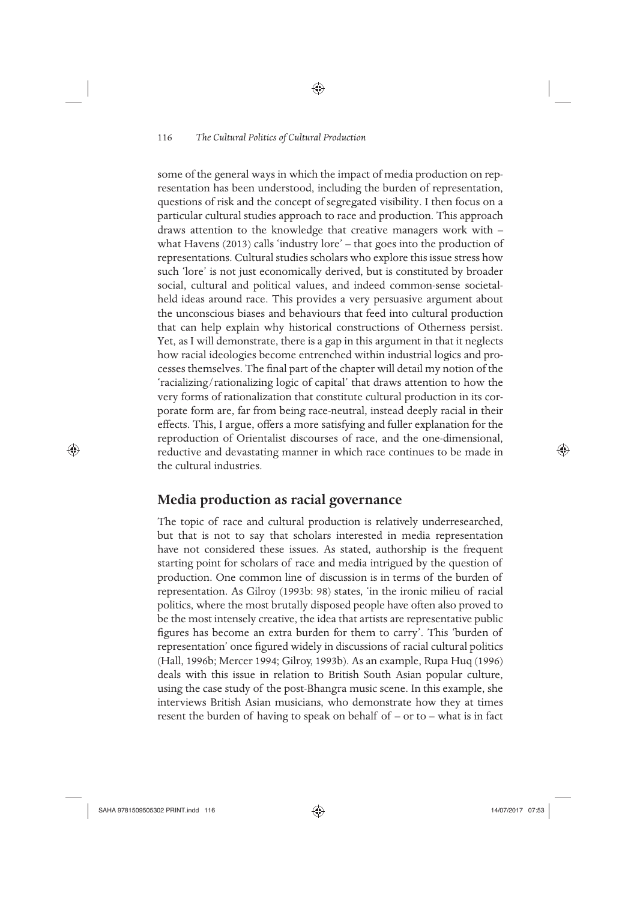some of the general ways in which the impact of media production on representation has been understood, including the burden of representation, questions of risk and the concept of segregated visibility. I then focus on a particular cultural studies approach to race and production. This approach draws attention to the knowledge that creative managers work with – what Havens (2013) calls 'industry lore' – that goes into the production of representations. Cultural studies scholars who explore this issue stress how such 'lore' is not just economically derived, but is constituted by broader social, cultural and political values, and indeed common-sense societal-held ideas around race. This provides a very persuasive argument about the unconscious biases and behaviours that feed into cultural production that can help explain why historical constructions of Otherness persist. Yet, as I will demonstrate, there is a gap in this argument in that it neglects how racial ideologies become entrenched within industrial logics and processes themselves. The final part of the chapter will detail my notion of the 'racializing/rationalizing logic of capital' that draws attention to how the very forms of rationalization that constitute cultural production in its corporate form are, far from being race-neutral, instead deeply racial in their effects. This, I argue, offers a more satisfying and fuller explanation for the reproduction of Orientalist discourses of race, and the one-dimensional, reductive and devastating manner in which race continues to be made in the cultural industries.

## Media production as racial governance

The topic of race and cultural production is relatively underresearched, but that is not to say that scholars interested in media representation have not considered these issues. As stated, authorship is the frequent starting point for scholars of race and media intrigued by the question of production. One common line of discussion is in terms of the burden of representation. As Gilroy (1993b: 98) states, 'in the ironic milieu of racial politics, where the most brutally disposed people have often also proved to be the most intensely creative, the idea that artists are representative public figures has become an extra burden for them to carry'. This 'burden of representation' once figured widely in discussions of racial cultural politics (Hall, 1996b; Mercer 1994; Gilroy, 1993b). As an example, Rupa Huq (1996) deals with this issue in relation to British South Asian popular culture, using the case study of the post-Bhangra music scene. In this example, she interviews British Asian musicians, who demonstrate how they at times resent the burden of having to speak on behalf of – or to – what is in fact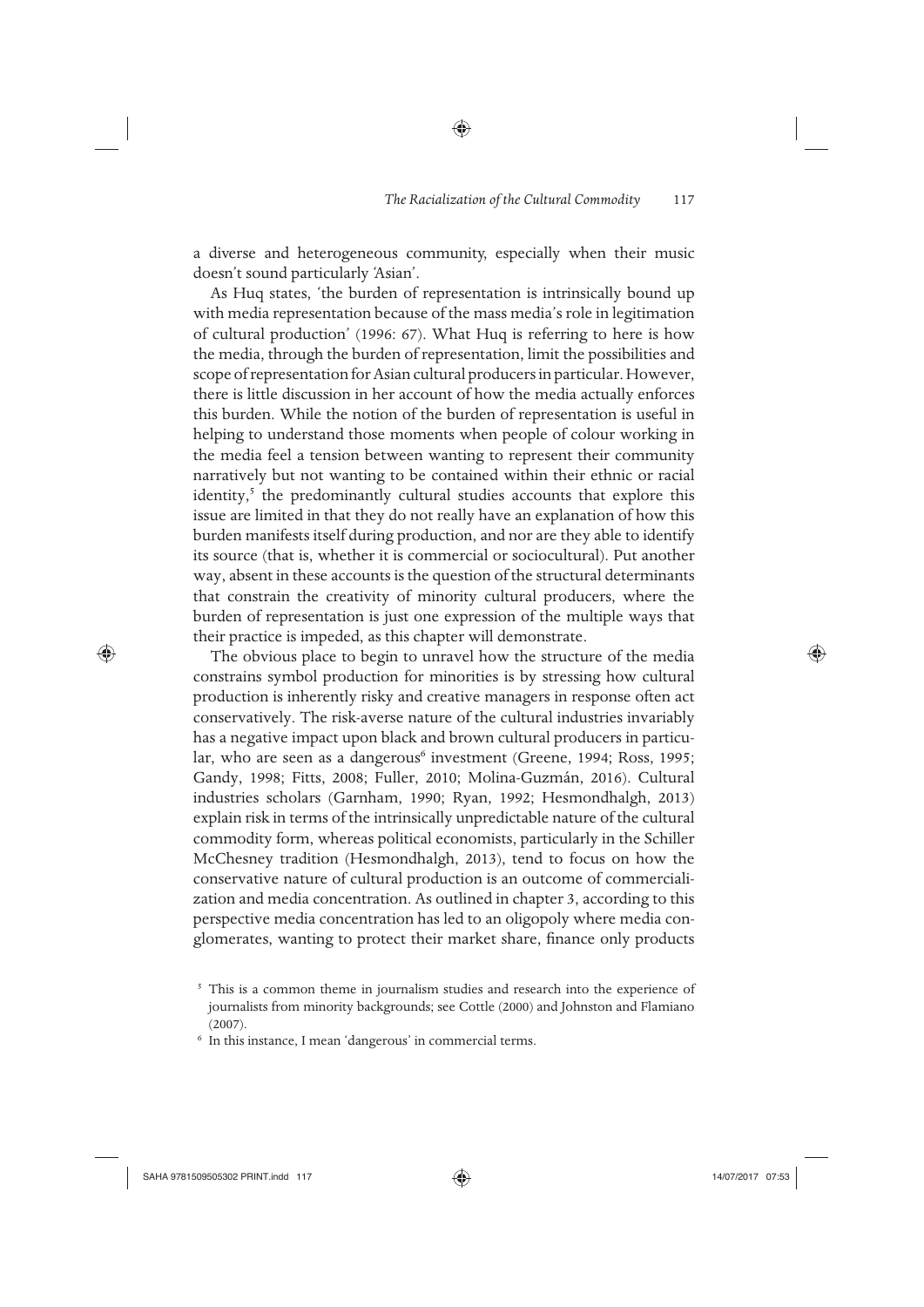a diverse and heterogeneous community, especially when their music doesn't sound particularly 'Asian'.

As Huq states, 'the burden of representation is intrinsically bound up with media representation because of the mass media's role in legitimation of cultural production' (1996: 67). What Huq is referring to here is how the media, through the burden of representation, limit the possibilities and scope of representation for Asian cultural producers in particular. However, there is little discussion in her account of how the media actually enforces this burden. While the notion of the burden of representation is useful in helping to understand those moments when people of colour working in the media feel a tension between wanting to represent their community narratively but not wanting to be contained within their ethnic or racial identity,[5] the predominantly cultural studies accounts that explore this issue are limited in that they do not really have an explanation of how this burden manifests itself during production, and nor are they able to identify its source (that is, whether it is commercial or sociocultural). Put another way, absent in these accounts is the question of the structural determinants that constrain the creativity of minority cultural producers, where the burden of representation is just one expression of the multiple ways that their practice is impeded, as this chapter will demonstrate.

The obvious place to begin to unravel how the structure of the media constrains symbol production for minorities is by stressing how cultural production is inherently risky and creative managers in response often act conservatively. The risk-averse nature of the cultural industries invariably has a negative impact upon black and brown cultural producers in particular, who are seen as a dangerous[6] investment (Greene, 1994; Ross, 1995; Gandy, 1998; Fitts, 2008; Fuller, 2010; Molina-Guzmán, 2016). Cultural industries scholars (Garnham, 1990; Ryan, 1992; Hesmondhalgh, 2013) explain risk in terms of the intrinsically unpredictable nature of the cultural commodity form, whereas political economists, particularly in the Schiller McChesney tradition (Hesmondhalgh, 2013), tend to focus on how the conservative nature of cultural production is an outcome of commercialization and media concentration. As outlined in chapter 3, according to this perspective media concentration has led to an oligopoly where media conglomerates, wanting to protect their market share, finance only products

[5] This is a common theme in journalism studies and research into the experience of journalists from minority backgrounds; see Cottle (2000) and Johnston and Flamiano (2007).

[6] In this instance, I mean 'dangerous' in commercial terms.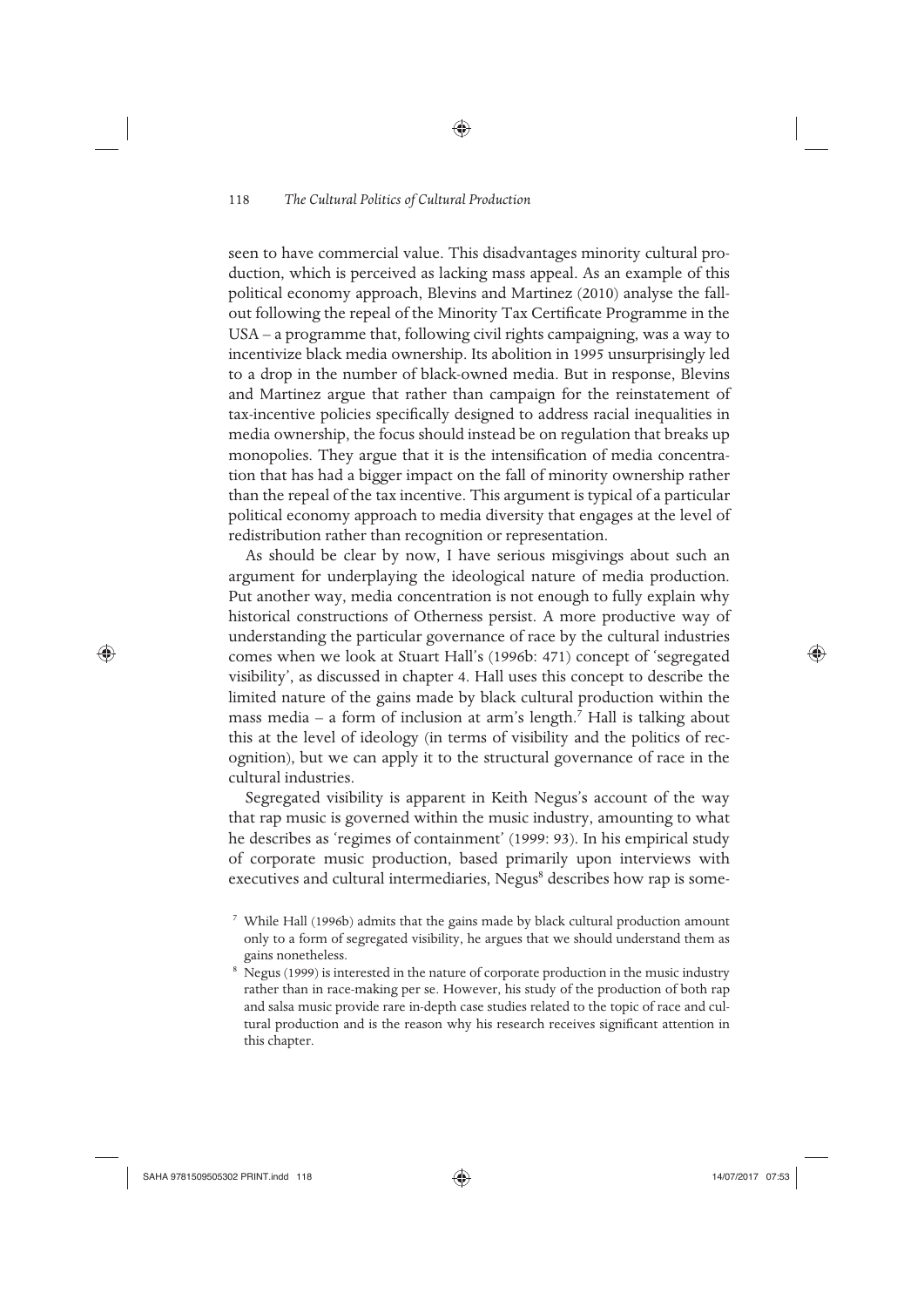seen to have commercial value. This disadvantages minority cultural production, which is perceived as lacking mass appeal. As an example of this political economy approach, Blevins and Martinez (2010) analyse the fallout following the repeal of the Minority Tax Certificate Programme in the USA – a programme that, following civil rights campaigning, was a way to incentivize black media ownership. Its abolition in 1995 unsurprisingly led to a drop in the number of black-owned media. But in response, Blevins and Martinez argue that rather than campaign for the reinstatement of tax-incentive policies specifically designed to address racial inequalities in media ownership, the focus should instead be on regulation that breaks up monopolies. They argue that it is the intensification of media concentration that has had a bigger impact on the fall of minority ownership rather than the repeal of the tax incentive. This argument is typical of a particular political economy approach to media diversity that engages at the level of redistribution rather than recognition or representation.

As should be clear by now, I have serious misgivings about such an argument for underplaying the ideological nature of media production. Put another way, media concentration is not enough to fully explain why historical constructions of Otherness persist. A more productive way of understanding the particular governance of race by the cultural industries comes when we look at Stuart Hall's (1996b: 471) concept of 'segregated visibility', as discussed in chapter 4. Hall uses this concept to describe the limited nature of the gains made by black cultural production within the mass media – a form of inclusion at arm's length.[7] Hall is talking about this at the level of ideology (in terms of visibility and the politics of recognition), but we can apply it to the structural governance of race in the cultural industries.

Segregated visibility is apparent in Keith Negus's account of the way that rap music is governed within the music industry, amounting to what he describes as 'regimes of containment' (1999: 93). In his empirical study of corporate music production, based primarily upon interviews with executives and cultural intermediaries, Negus[8] describes how rap is some-

[7] While Hall (1996b) admits that the gains made by black cultural production amount only to a form of segregated visibility, he argues that we should understand them as gains nonetheless.

[8] Negus (1999) is interested in the nature of corporate production in the music industry rather than in race-making per se. However, his study of the production of both rap and salsa music provide rare in-depth case studies related to the topic of race and cultural production and is the reason why his research receives significant attention in this chapter.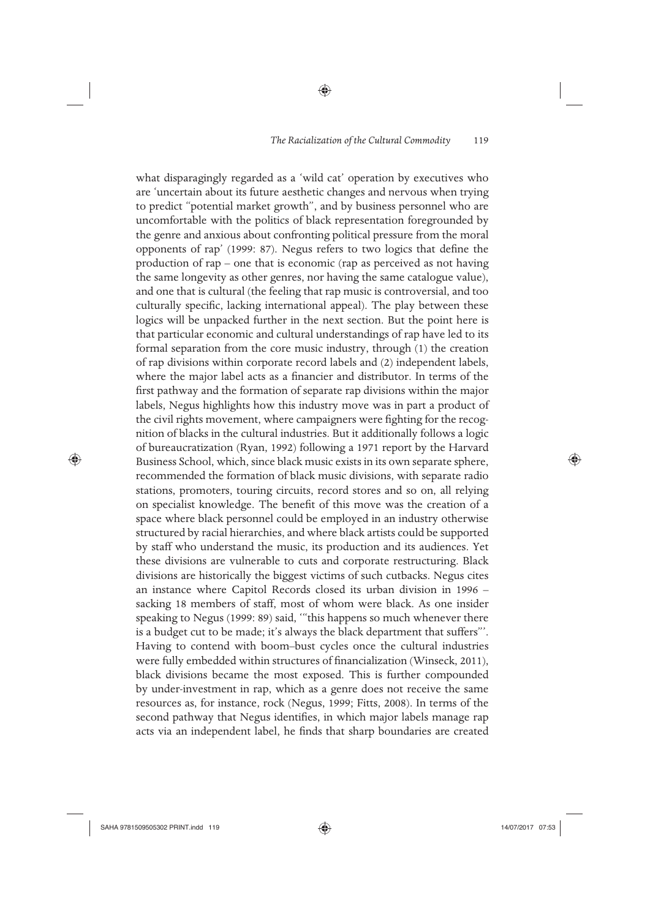what disparagingly regarded as a 'wild cat' operation by executives who are 'uncertain about its future aesthetic changes and nervous when trying to predict "potential market growth", and by business personnel who are uncomfortable with the politics of black representation foregrounded by the genre and anxious about confronting political pressure from the moral opponents of rap' (1999: 87). Negus refers to two logics that define the production of rap – one that is economic (rap as perceived as not having the same longevity as other genres, nor having the same catalogue value), and one that is cultural (the feeling that rap music is controversial, and too culturally specific, lacking international appeal). The play between these logics will be unpacked further in the next section. But the point here is that particular economic and cultural understandings of rap have led to its formal separation from the core music industry, through (1) the creation of rap divisions within corporate record labels and (2) independent labels, where the major label acts as a financier and distributor. In terms of the first pathway and the formation of separate rap divisions within the major labels, Negus highlights how this industry move was in part a product of the civil rights movement, where campaigners were fighting for the recognition of blacks in the cultural industries. But it additionally follows a logic of bureaucratization (Ryan, 1992) following a 1971 report by the Harvard Business School, which, since black music exists in its own separate sphere, recommended the formation of black music divisions, with separate radio stations, promoters, touring circuits, record stores and so on, all relying on specialist knowledge. The benefit of this move was the creation of a space where black personnel could be employed in an industry otherwise structured by racial hierarchies, and where black artists could be supported by staff who understand the music, its production and its audiences. Yet these divisions are vulnerable to cuts and corporate restructuring. Black divisions are historically the biggest victims of such cutbacks. Negus cites an instance where Capitol Records closed its urban division in 1996 – sacking 18 members of staff, most of whom were black. As one insider speaking to Negus (1999: 89) said, '"this happens so much whenever there is a budget cut to be made; it's always the black department that suffers"'. Having to contend with boom–bust cycles once the cultural industries were fully embedded within structures of financialization (Winseck, 2011), black divisions became the most exposed. This is further compounded by under-investment in rap, which as a genre does not receive the same resources as, for instance, rock (Negus, 1999; Fitts, 2008). In terms of the second pathway that Negus identifies, in which major labels manage rap acts via an independent label, he finds that sharp boundaries are created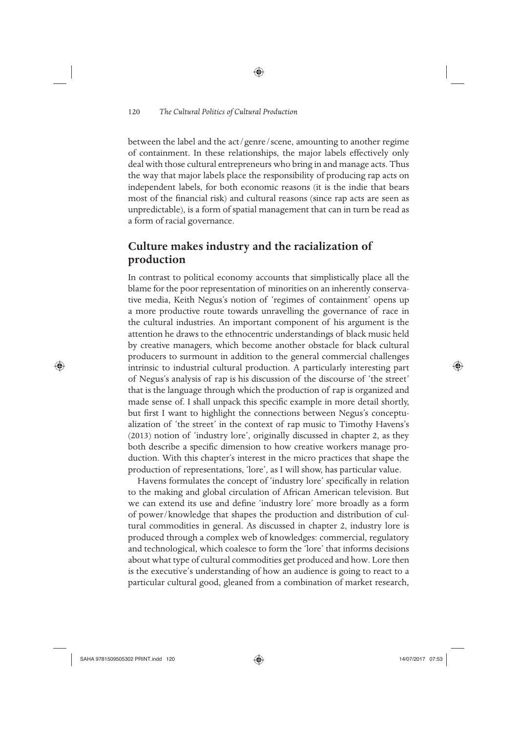between the label and the act/genre/scene, amounting to another regime of containment. In these relationships, the major labels effectively only deal with those cultural entrepreneurs who bring in and manage acts. Thus the way that major labels place the responsibility of producing rap acts on independent labels, for both economic reasons (it is the indie that bears most of the financial risk) and cultural reasons (since rap acts are seen as unpredictable), is a form of spatial management that can in turn be read as a form of racial governance.

## Culture makes industry and the racialization of production

In contrast to political economy accounts that simplistically place all the blame for the poor representation of minorities on an inherently conservative media, Keith Negus's notion of 'regimes of containment' opens up a more productive route towards unravelling the governance of race in the cultural industries. An important component of his argument is the attention he draws to the ethnocentric understandings of black music held by creative managers, which become another obstacle for black cultural producers to surmount in addition to the general commercial challenges intrinsic to industrial cultural production. A particularly interesting part of Negus's analysis of rap is his discussion of the discourse of 'the street' that is the language through which the production of rap is organized and made sense of. I shall unpack this specific example in more detail shortly, but first I want to highlight the connections between Negus's conceptualization of 'the street' in the context of rap music to Timothy Havens's (2013) notion of 'industry lore', originally discussed in chapter 2, as they both describe a specific dimension to how creative workers manage production. With this chapter's interest in the micro practices that shape the production of representations, 'lore', as I will show, has particular value.

Havens formulates the concept of 'industry lore' specifically in relation to the making and global circulation of African American television. But we can extend its use and define 'industry lore' more broadly as a form of power/knowledge that shapes the production and distribution of cultural commodities in general. As discussed in chapter 2, industry lore is produced through a complex web of knowledges: commercial, regulatory and technological, which coalesce to form the 'lore' that informs decisions about what type of cultural commodities get produced and how. Lore then is the executive's understanding of how an audience is going to react to a particular cultural good, gleaned from a combination of market research,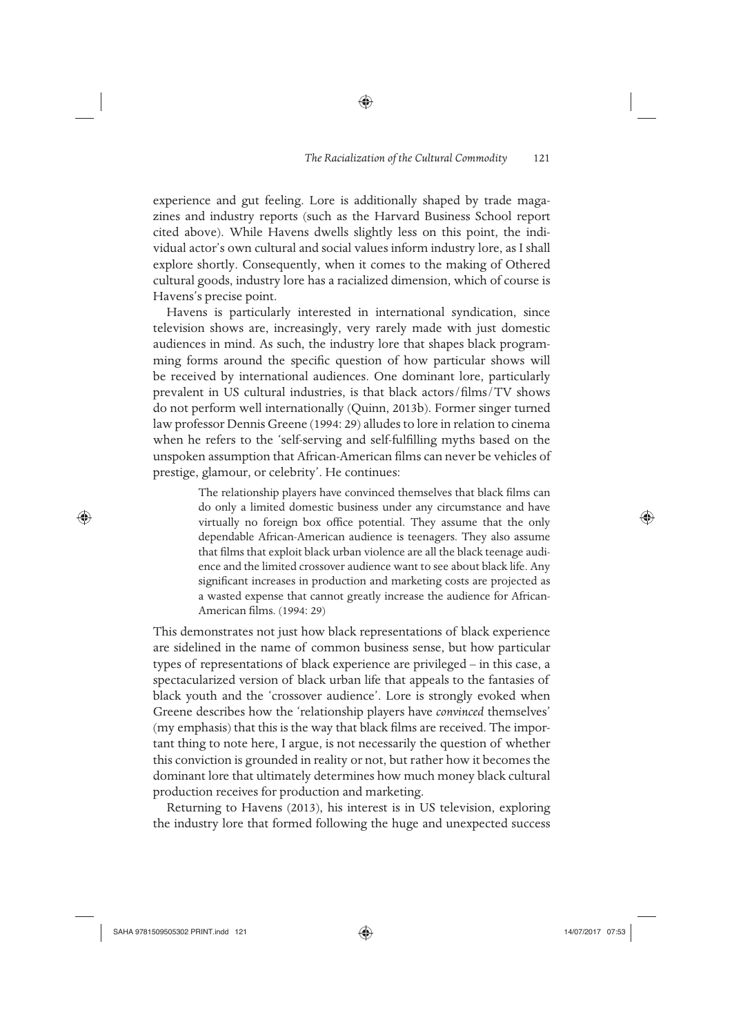experience and gut feeling. Lore is additionally shaped by trade magazines and industry reports (such as the Harvard Business School report cited above). While Havens dwells slightly less on this point, the individual actor's own cultural and social values inform industry lore, as I shall explore shortly. Consequently, when it comes to the making of Othered cultural goods, industry lore has a racialized dimension, which of course is Havens's precise point.

Havens is particularly interested in international syndication, since television shows are, increasingly, very rarely made with just domestic audiences in mind. As such, the industry lore that shapes black programming forms around the specific question of how particular shows will be received by international audiences. One dominant lore, particularly prevalent in US cultural industries, is that black actors/films/TV shows do not perform well internationally (Quinn, 2013b). Former singer turned law professor Dennis Greene (1994: 29) alludes to lore in relation to cinema when he refers to the 'self-serving and self-fulfilling myths based on the unspoken assumption that African-American films can never be vehicles of prestige, glamour, or celebrity'. He continues:

> The relationship players have convinced themselves that black films can do only a limited domestic business under any circumstance and have virtually no foreign box office potential. They assume that the only dependable African-American audience is teenagers. They also assume that films that exploit black urban violence are all the black teenage audience and the limited crossover audience want to see about black life. Any significant increases in production and marketing costs are projected as a wasted expense that cannot greatly increase the audience for African-American films. (1994: 29)

This demonstrates not just how black representations of black experience are sidelined in the name of common business sense, but how particular types of representations of black experience are privileged – in this case, a spectacularized version of black urban life that appeals to the fantasies of black youth and the 'crossover audience'. Lore is strongly evoked when Greene describes how the 'relationship players have *convinced* themselves' (my emphasis) that this is the way that black films are received. The important thing to note here, I argue, is not necessarily the question of whether this conviction is grounded in reality or not, but rather how it becomes the dominant lore that ultimately determines how much money black cultural production receives for production and marketing.

Returning to Havens (2013), his interest is in US television, exploring the industry lore that formed following the huge and unexpected success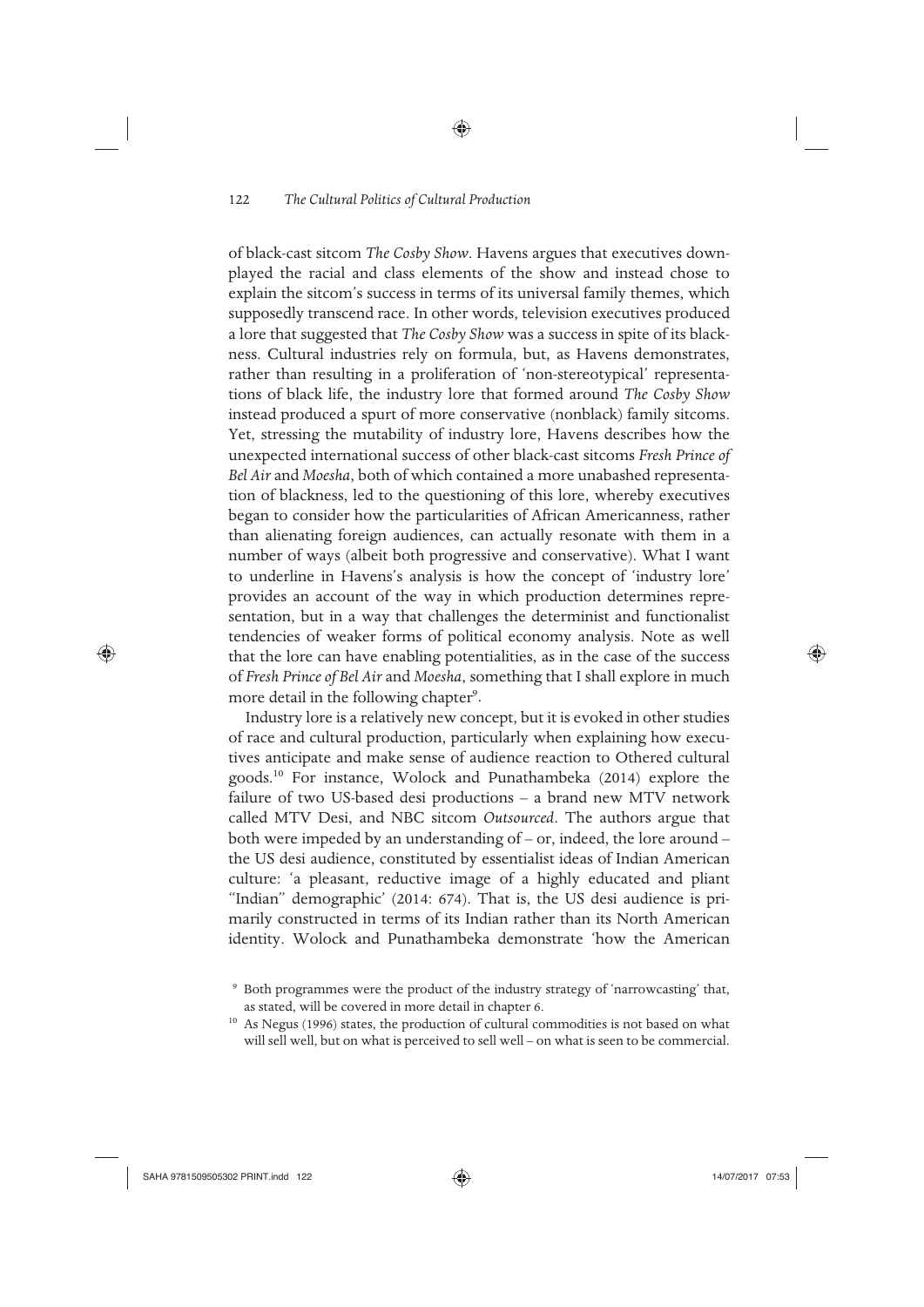of black-cast sitcom *The Cosby Show*. Havens argues that executives downplayed the racial and class elements of the show and instead chose to explain the sitcom's success in terms of its universal family themes, which supposedly transcend race. In other words, television executives produced a lore that suggested that *The Cosby Show* was a success in spite of its blackness. Cultural industries rely on formula, but, as Havens demonstrates, rather than resulting in a proliferation of 'non-stereotypical' representations of black life, the industry lore that formed around *The Cosby Show* instead produced a spurt of more conservative (nonblack) family sitcoms. Yet, stressing the mutability of industry lore, Havens describes how the unexpected international success of other black-cast sitcoms *Fresh Prince of Bel Air* and *Moesha*, both of which contained a more unabashed representation of blackness, led to the questioning of this lore, whereby executives began to consider how the particularities of African Americanness, rather than alienating foreign audiences, can actually resonate with them in a number of ways (albeit both progressive and conservative). What I want to underline in Havens's analysis is how the concept of 'industry lore' provides an account of the way in which production determines representation, but in a way that challenges the determinist and functionalist tendencies of weaker forms of political economy analysis. Note as well that the lore can have enabling potentialities, as in the case of the success of *Fresh Prince of Bel Air* and *Moesha*, something that I shall explore in much more detail in the following chapter[9].

Industry lore is a relatively new concept, but it is evoked in other studies of race and cultural production, particularly when explaining how executives anticipate and make sense of audience reaction to Othered cultural goods.[10] For instance, Wolock and Punathambeka (2014) explore the failure of two US-based desi productions – a brand new MTV network called MTV Desi, and NBC sitcom *Outsourced*. The authors argue that both were impeded by an understanding of – or, indeed, the lore around – the US desi audience, constituted by essentialist ideas of Indian American culture: 'a pleasant, reductive image of a highly educated and pliant "Indian" demographic' (2014: 674). That is, the US desi audience is primarily constructed in terms of its Indian rather than its North American identity. Wolock and Punathambeka demonstrate 'how the American

[9] Both programmes were the product of the industry strategy of 'narrowcasting' that, as stated, will be covered in more detail in chapter 6.

[10] As Negus (1996) states, the production of cultural commodities is not based on what will sell well, but on what is perceived to sell well – on what is seen to be commercial.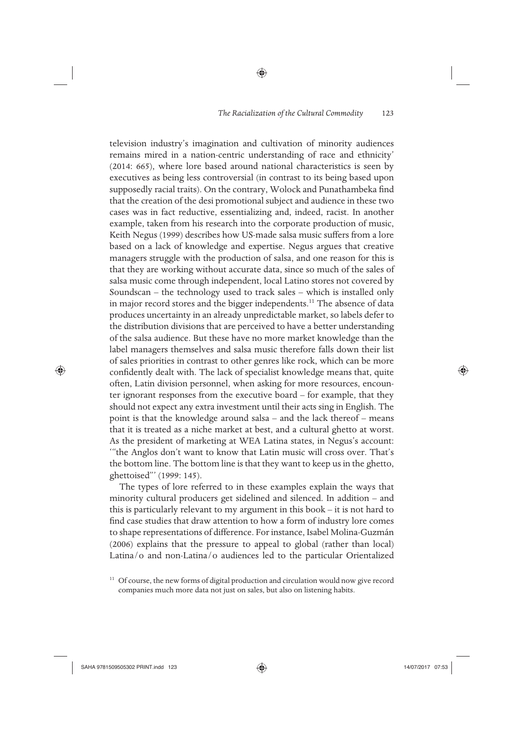television industry's imagination and cultivation of minority audiences remains mired in a nation-centric understanding of race and ethnicity' (2014: 665), where lore based around national characteristics is seen by executives as being less controversial (in contrast to its being based upon supposedly racial traits). On the contrary, Wolock and Punathambeka find that the creation of the desi promotional subject and audience in these two cases was in fact reductive, essentializing and, indeed, racist. In another example, taken from his research into the corporate production of music, Keith Negus (1999) describes how US-made salsa music suffers from a lore based on a lack of knowledge and expertise. Negus argues that creative managers struggle with the production of salsa, and one reason for this is that they are working without accurate data, since so much of the sales of salsa music come through independent, local Latino stores not covered by Soundscan – the technology used to track sales – which is installed only in major record stores and the bigger independents.[11] The absence of data produces uncertainty in an already unpredictable market, so labels defer to the distribution divisions that are perceived to have a better understanding of the salsa audience. But these have no more market knowledge than the label managers themselves and salsa music therefore falls down their list of sales priorities in contrast to other genres like rock, which can be more confidently dealt with. The lack of specialist knowledge means that, quite often, Latin division personnel, when asking for more resources, encounter ignorant responses from the executive board – for example, that they should not expect any extra investment until their acts sing in English. The point is that the knowledge around salsa – and the lack thereof – means that it is treated as a niche market at best, and a cultural ghetto at worst. As the president of marketing at WEA Latina states, in Negus's account: '"the Anglos don't want to know that Latin music will cross over. That's the bottom line. The bottom line is that they want to keep us in the ghetto, ghettoised"' (1999: 145).

The types of lore referred to in these examples explain the ways that minority cultural producers get sidelined and silenced. In addition – and this is particularly relevant to my argument in this book – it is not hard to find case studies that draw attention to how a form of industry lore comes to shape representations of difference. For instance, Isabel Molina-Guzmán (2006) explains that the pressure to appeal to global (rather than local) Latina/o and non-Latina/o audiences led to the particular Orientalized

[11] Of course, the new forms of digital production and circulation would now give record companies much more data not just on sales, but also on listening habits.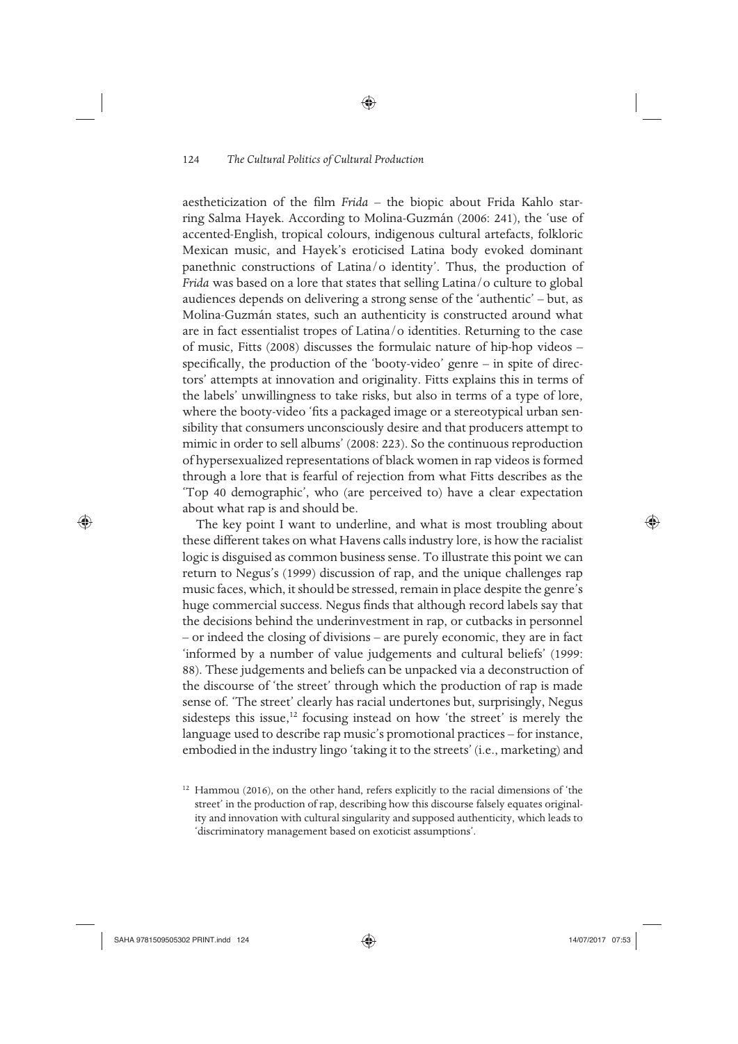aestheticization of the film *Frida* – the biopic about Frida Kahlo starring Salma Hayek. According to Molina-Guzmán (2006: 241), the 'use of accented-English, tropical colours, indigenous cultural artefacts, folkloric Mexican music, and Hayek's eroticised Latina body evoked dominant panethnic constructions of Latina/o identity'. Thus, the production of *Frida* was based on a lore that states that selling Latina/o culture to global audiences depends on delivering a strong sense of the 'authentic' – but, as Molina-Guzmán states, such an authenticity is constructed around what are in fact essentialist tropes of Latina/o identities. Returning to the case of music, Fitts (2008) discusses the formulaic nature of hip-hop videos – specifically, the production of the 'booty-video' genre – in spite of directors' attempts at innovation and originality. Fitts explains this in terms of the labels' unwillingness to take risks, but also in terms of a type of lore, where the booty-video 'fits a packaged image or a stereotypical urban sensibility that consumers unconsciously desire and that producers attempt to mimic in order to sell albums' (2008: 223). So the continuous reproduction of hypersexualized representations of black women in rap videos is formed through a lore that is fearful of rejection from what Fitts describes as the 'Top 40 demographic', who (are perceived to) have a clear expectation about what rap is and should be.

The key point I want to underline, and what is most troubling about these different takes on what Havens calls industry lore, is how the racialist logic is disguised as common business sense. To illustrate this point we can return to Negus's (1999) discussion of rap, and the unique challenges rap music faces, which, it should be stressed, remain in place despite the genre's huge commercial success. Negus finds that although record labels say that the decisions behind the underinvestment in rap, or cutbacks in personnel – or indeed the closing of divisions – are purely economic, they are in fact 'informed by a number of value judgements and cultural beliefs' (1999: 88). These judgements and beliefs can be unpacked via a deconstruction of the discourse of 'the street' through which the production of rap is made sense of. 'The street' clearly has racial undertones but, surprisingly, Negus sidesteps this issue,[12] focusing instead on how 'the street' is merely the language used to describe rap music's promotional practices – for instance, embodied in the industry lingo 'taking it to the streets' (i.e., marketing) and

[12] Hammou (2016), on the other hand, refers explicitly to the racial dimensions of 'the street' in the production of rap, describing how this discourse falsely equates originality and innovation with cultural singularity and supposed authenticity, which leads to 'discriminatory management based on exoticist assumptions'.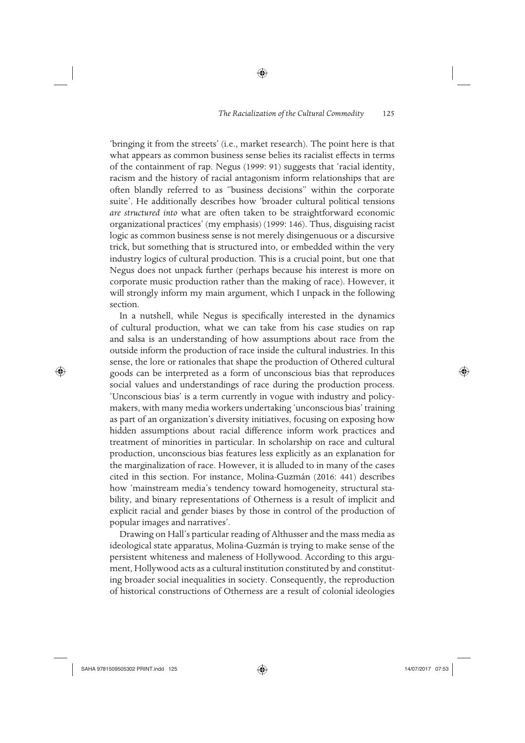'bringing it from the streets' (i.e., market research). The point here is that what appears as common business sense belies its racialist effects in terms of the containment of rap. Negus (1999: 91) suggests that 'racial identity, racism and the history of racial antagonism inform relationships that are often blandly referred to as "business decisions" within the corporate suite'. He additionally describes how 'broader cultural political tensions *are structured into* what are often taken to be straightforward economic organizational practices' (my emphasis) (1999: 146). Thus, disguising racist logic as common business sense is not merely disingenuous or a discursive trick, but something that is structured into, or embedded within the very industry logics of cultural production. This is a crucial point, but one that Negus does not unpack further (perhaps because his interest is more on corporate music production rather than the making of race). However, it will strongly inform my main argument, which I unpack in the following section.

In a nutshell, while Negus is specifically interested in the dynamics of cultural production, what we can take from his case studies on rap and salsa is an understanding of how assumptions about race from the outside inform the production of race inside the cultural industries. In this sense, the lore or rationales that shape the production of Othered cultural goods can be interpreted as a form of unconscious bias that reproduces social values and understandings of race during the production process. 'Unconscious bias' is a term currently in vogue with industry and policy-makers, with many media workers undertaking 'unconscious bias' training as part of an organization's diversity initiatives, focusing on exposing how hidden assumptions about racial difference inform work practices and treatment of minorities in particular. In scholarship on race and cultural production, unconscious bias features less explicitly as an explanation for the marginalization of race. However, it is alluded to in many of the cases cited in this section. For instance, Molina-Guzmán (2016: 441) describes how 'mainstream media's tendency toward homogeneity, structural stability, and binary representations of Otherness is a result of implicit and explicit racial and gender biases by those in control of the production of popular images and narratives'.

Drawing on Hall's particular reading of Althusser and the mass media as ideological state apparatus, Molina-Guzmán is trying to make sense of the persistent whiteness and maleness of Hollywood. According to this argument, Hollywood acts as a cultural institution constituted by and constituting broader social inequalities in society. Consequently, the reproduction of historical constructions of Otherness are a result of colonial ideologies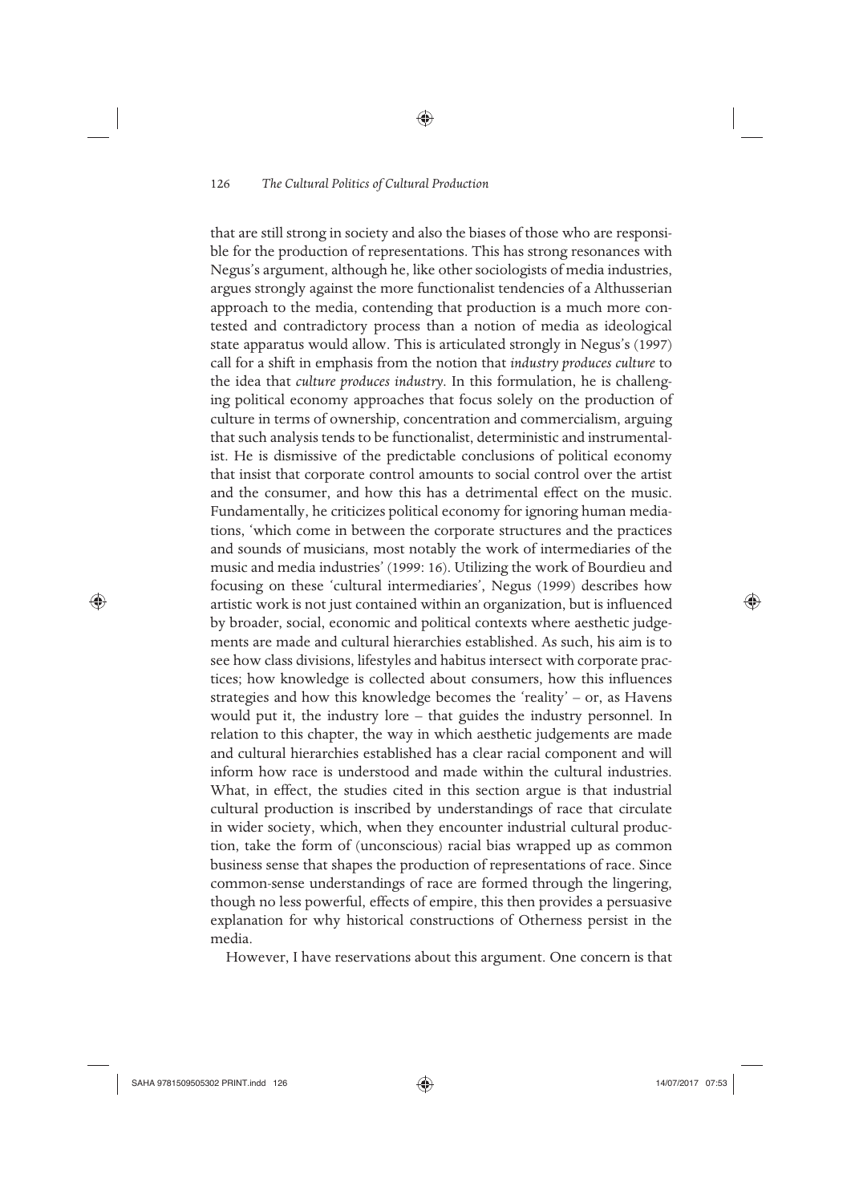that are still strong in society and also the biases of those who are responsible for the production of representations. This has strong resonances with Negus's argument, although he, like other sociologists of media industries, argues strongly against the more functionalist tendencies of a Althusserian approach to the media, contending that production is a much more contested and contradictory process than a notion of media as ideological state apparatus would allow. This is articulated strongly in Negus's (1997) call for a shift in emphasis from the notion that *industry produces culture* to the idea that *culture produces industry*. In this formulation, he is challenging political economy approaches that focus solely on the production of culture in terms of ownership, concentration and commercialism, arguing that such analysis tends to be functionalist, deterministic and instrumentalist. He is dismissive of the predictable conclusions of political economy that insist that corporate control amounts to social control over the artist and the consumer, and how this has a detrimental effect on the music. Fundamentally, he criticizes political economy for ignoring human mediations, 'which come in between the corporate structures and the practices and sounds of musicians, most notably the work of intermediaries of the music and media industries' (1999: 16). Utilizing the work of Bourdieu and focusing on these 'cultural intermediaries', Negus (1999) describes how artistic work is not just contained within an organization, but is influenced by broader, social, economic and political contexts where aesthetic judgements are made and cultural hierarchies established. As such, his aim is to see how class divisions, lifestyles and habitus intersect with corporate practices; how knowledge is collected about consumers, how this influences strategies and how this knowledge becomes the 'reality' – or, as Havens would put it, the industry lore – that guides the industry personnel. In relation to this chapter, the way in which aesthetic judgements are made and cultural hierarchies established has a clear racial component and will inform how race is understood and made within the cultural industries. What, in effect, the studies cited in this section argue is that industrial cultural production is inscribed by understandings of race that circulate in wider society, which, when they encounter industrial cultural production, take the form of (unconscious) racial bias wrapped up as common business sense that shapes the production of representations of race. Since common-sense understandings of race are formed through the lingering, though no less powerful, effects of empire, this then provides a persuasive explanation for why historical constructions of Otherness persist in the media.

However, I have reservations about this argument. One concern is that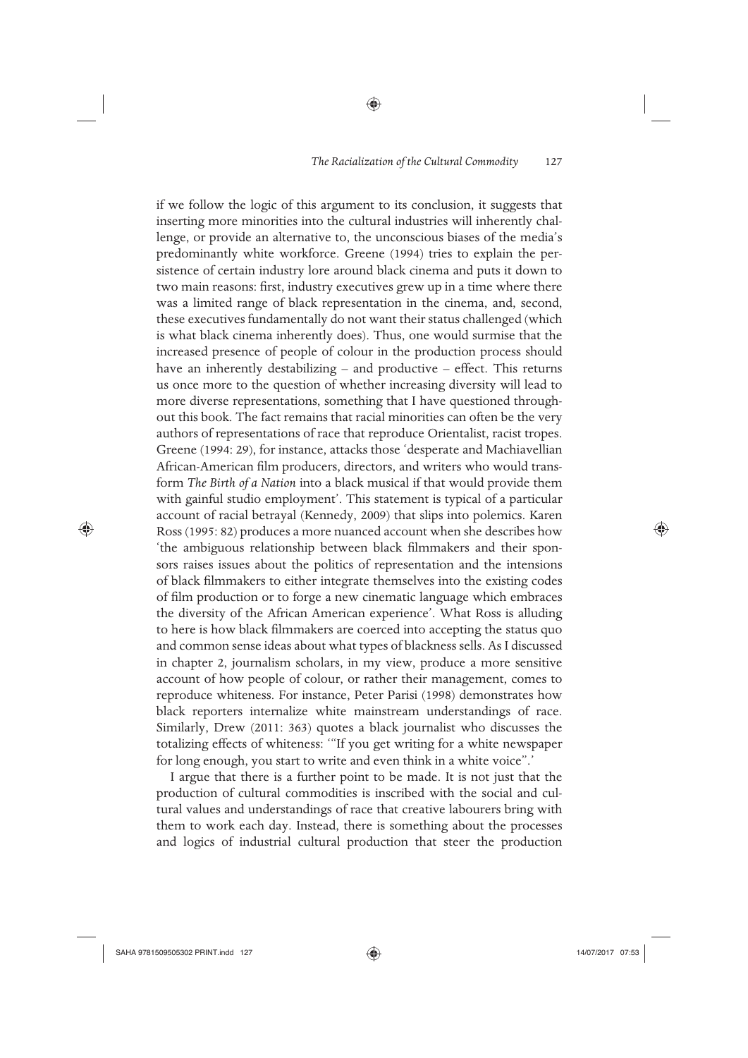if we follow the logic of this argument to its conclusion, it suggests that inserting more minorities into the cultural industries will inherently challenge, or provide an alternative to, the unconscious biases of the media's predominantly white workforce. Greene (1994) tries to explain the persistence of certain industry lore around black cinema and puts it down to two main reasons: first, industry executives grew up in a time where there was a limited range of black representation in the cinema, and, second, these executives fundamentally do not want their status challenged (which is what black cinema inherently does). Thus, one would surmise that the increased presence of people of colour in the production process should have an inherently destabilizing – and productive – effect. This returns us once more to the question of whether increasing diversity will lead to more diverse representations, something that I have questioned throughout this book. The fact remains that racial minorities can often be the very authors of representations of race that reproduce Orientalist, racist tropes. Greene (1994: 29), for instance, attacks those 'desperate and Machiavellian African-American film producers, directors, and writers who would transform *The Birth of a Nation* into a black musical if that would provide them with gainful studio employment'. This statement is typical of a particular account of racial betrayal (Kennedy, 2009) that slips into polemics. Karen Ross (1995: 82) produces a more nuanced account when she describes how 'the ambiguous relationship between black filmmakers and their sponsors raises issues about the politics of representation and the intensions of black filmmakers to either integrate themselves into the existing codes of film production or to forge a new cinematic language which embraces the diversity of the African American experience'. What Ross is alluding to here is how black filmmakers are coerced into accepting the status quo and common sense ideas about what types of blackness sells. As I discussed in chapter 2, journalism scholars, in my view, produce a more sensitive account of how people of colour, or rather their management, comes to reproduce whiteness. For instance, Peter Parisi (1998) demonstrates how black reporters internalize white mainstream understandings of race. Similarly, Drew (2011: 363) quotes a black journalist who discusses the totalizing effects of whiteness: '"If you get writing for a white newspaper for long enough, you start to write and even think in a white voice".'

I argue that there is a further point to be made. It is not just that the production of cultural commodities is inscribed with the social and cultural values and understandings of race that creative labourers bring with them to work each day. Instead, there is something about the processes and logics of industrial cultural production that steer the production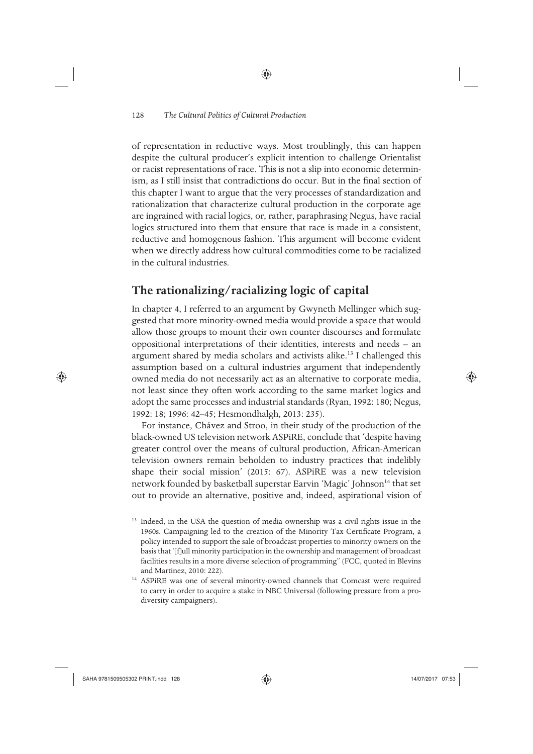of representation in reductive ways. Most troublingly, this can happen despite the cultural producer's explicit intention to challenge Orientalist or racist representations of race. This is not a slip into economic determinism, as I still insist that contradictions do occur. But in the final section of this chapter I want to argue that the very processes of standardization and rationalization that characterize cultural production in the corporate age are ingrained with racial logics, or, rather, paraphrasing Negus, have racial logics structured into them that ensure that race is made in a consistent, reductive and homogenous fashion. This argument will become evident when we directly address how cultural commodities come to be racialized in the cultural industries.

## The rationalizing/racializing logic of capital

In chapter 4, I referred to an argument by Gwyneth Mellinger which suggested that more minority-owned media would provide a space that would allow those groups to mount their own counter discourses and formulate oppositional interpretations of their identities, interests and needs – an argument shared by media scholars and activists alike.[13] I challenged this assumption based on a cultural industries argument that independently owned media do not necessarily act as an alternative to corporate media, not least since they often work according to the same market logics and adopt the same processes and industrial standards (Ryan, 1992: 180; Negus, 1992: 18; 1996: 42–45; Hesmondhalgh, 2013: 235).

For instance, Chávez and Stroo, in their study of the production of the black-owned US television network ASPiRE, conclude that 'despite having greater control over the means of cultural production, African-American television owners remain beholden to industry practices that indelibly shape their social mission' (2015: 67). ASPiRE was a new television network founded by basketball superstar Earvin 'Magic' Johnson[14] that set out to provide an alternative, positive and, indeed, aspirational vision of

[13] Indeed, in the USA the question of media ownership was a civil rights issue in the 1960s. Campaigning led to the creation of the Minority Tax Certificate Program, a policy intended to support the sale of broadcast properties to minority owners on the basis that '[f]ull minority participation in the ownership and management of broadcast facilities results in a more diverse selection of programming'' (FCC, quoted in Blevins and Martinez, 2010: 222).

[14] ASPiRE was one of several minority-owned channels that Comcast were required to carry in order to acquire a stake in NBC Universal (following pressure from a pro-diversity campaigners).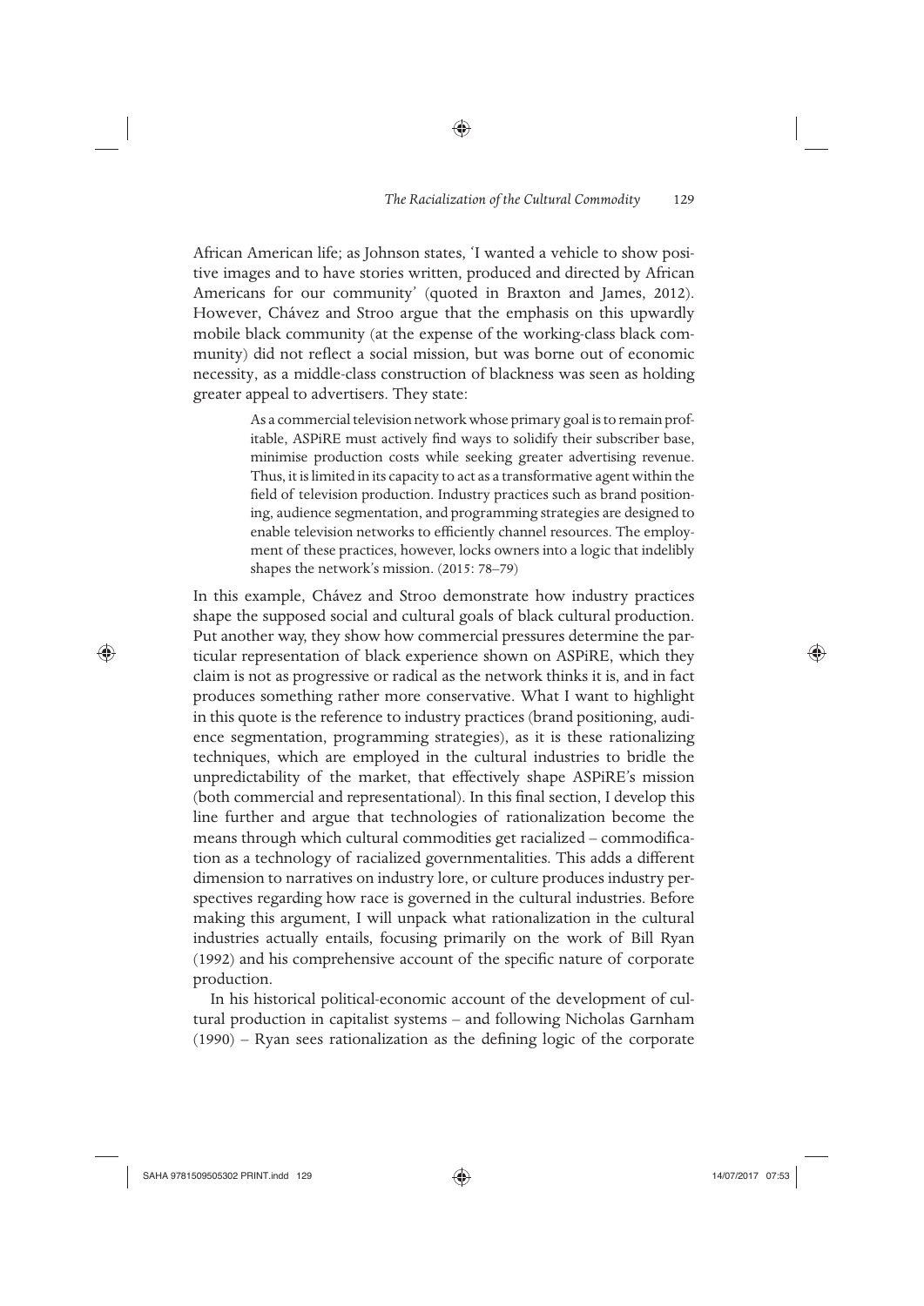African American life; as Johnson states, 'I wanted a vehicle to show positive images and to have stories written, produced and directed by African Americans for our community' (quoted in Braxton and James, 2012). However, Chávez and Stroo argue that the emphasis on this upwardly mobile black community (at the expense of the working-class black community) did not reflect a social mission, but was borne out of economic necessity, as a middle-class construction of blackness was seen as holding greater appeal to advertisers. They state:

> As a commercial television network whose primary goal is to remain profitable, ASPiRE must actively find ways to solidify their subscriber base, minimise production costs while seeking greater advertising revenue. Thus, it is limited in its capacity to act as a transformative agent within the field of television production. Industry practices such as brand positioning, audience segmentation, and programming strategies are designed to enable television networks to efficiently channel resources. The employment of these practices, however, locks owners into a logic that indelibly shapes the network's mission. (2015: 78–79)

In this example, Chávez and Stroo demonstrate how industry practices shape the supposed social and cultural goals of black cultural production. Put another way, they show how commercial pressures determine the particular representation of black experience shown on ASPiRE, which they claim is not as progressive or radical as the network thinks it is, and in fact produces something rather more conservative. What I want to highlight in this quote is the reference to industry practices (brand positioning, audience segmentation, programming strategies), as it is these rationalizing techniques, which are employed in the cultural industries to bridle the unpredictability of the market, that effectively shape ASPiRE's mission (both commercial and representational). In this final section, I develop this line further and argue that technologies of rationalization become the means through which cultural commodities get racialized – commodification as a technology of racialized governmentalities. This adds a different dimension to narratives on industry lore, or culture produces industry perspectives regarding how race is governed in the cultural industries. Before making this argument, I will unpack what rationalization in the cultural industries actually entails, focusing primarily on the work of Bill Ryan (1992) and his comprehensive account of the specific nature of corporate production.

In his historical political-economic account of the development of cultural production in capitalist systems – and following Nicholas Garnham (1990) – Ryan sees rationalization as the defining logic of the corporate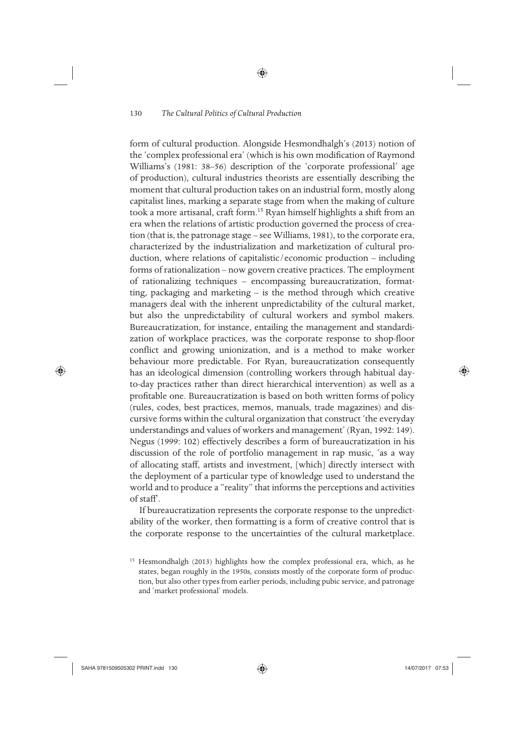form of cultural production. Alongside Hesmondhalgh's (2013) notion of the 'complex professional era' (which is his own modification of Raymond Williams's (1981: 38–56) description of the 'corporate professional' age of production), cultural industries theorists are essentially describing the moment that cultural production takes on an industrial form, mostly along capitalist lines, marking a separate stage from when the making of culture took a more artisanal, craft form.[15] Ryan himself highlights a shift from an era when the relations of artistic production governed the process of creation (that is, the patronage stage – see Williams, 1981), to the corporate era, characterized by the industrialization and marketization of cultural production, where relations of capitalistic/economic production – including forms of rationalization – now govern creative practices. The employment of rationalizing techniques – encompassing bureaucratization, formatting, packaging and marketing – is the method through which creative managers deal with the inherent unpredictability of the cultural market, but also the unpredictability of cultural workers and symbol makers. Bureaucratization, for instance, entailing the management and standardization of workplace practices, was the corporate response to shop-floor conflict and growing unionization, and is a method to make worker behaviour more predictable. For Ryan, bureaucratization consequently has an ideological dimension (controlling workers through habitual day-to-day practices rather than direct hierarchical intervention) as well as a profitable one. Bureaucratization is based on both written forms of policy (rules, codes, best practices, memos, manuals, trade magazines) and discursive forms within the cultural organization that construct 'the everyday understandings and values of workers and management' (Ryan, 1992: 149). Negus (1999: 102) effectively describes a form of bureaucratization in his discussion of the role of portfolio management in rap music, 'as a way of allocating staff, artists and investment, [which] directly intersect with the deployment of a particular type of knowledge used to understand the world and to produce a "reality" that informs the perceptions and activities of staff'.

If bureaucratization represents the corporate response to the unpredictability of the worker, then formatting is a form of creative control that is the corporate response to the uncertainties of the cultural marketplace.

[15] Hesmondhalgh (2013) highlights how the complex professional era, which, as he states, began roughly in the 1950s, consists mostly of the corporate form of production, but also other types from earlier periods, including pubic service, and patronage and 'market professional' models.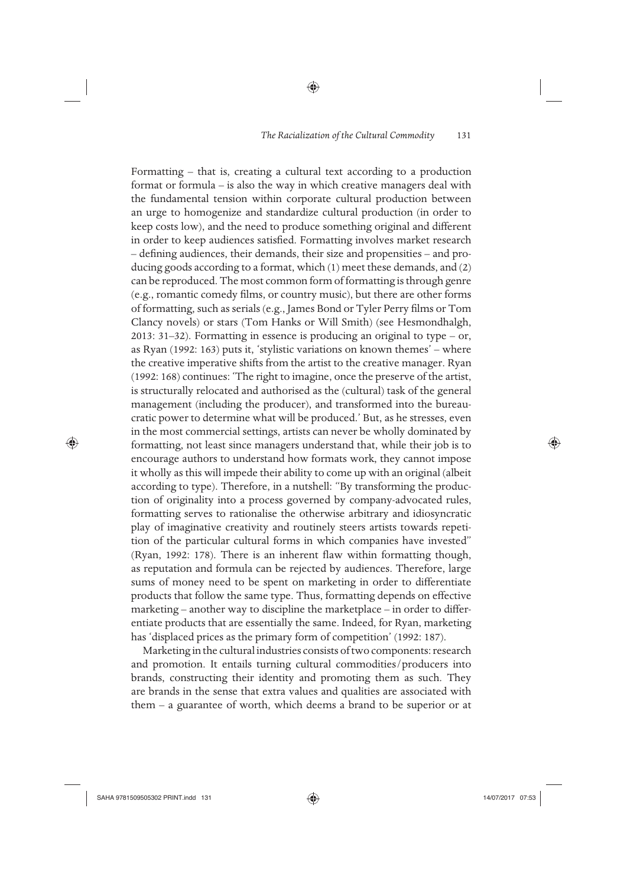Formatting – that is, creating a cultural text according to a production format or formula – is also the way in which creative managers deal with the fundamental tension within corporate cultural production between an urge to homogenize and standardize cultural production (in order to keep costs low), and the need to produce something original and different in order to keep audiences satisfied. Formatting involves market research – defining audiences, their demands, their size and propensities – and producing goods according to a format, which (1) meet these demands, and (2) can be reproduced. The most common form of formatting is through genre (e.g., romantic comedy films, or country music), but there are other forms of formatting, such as serials (e.g., James Bond or Tyler Perry films or Tom Clancy novels) or stars (Tom Hanks or Will Smith) (see Hesmondhalgh, 2013: 31–32). Formatting in essence is producing an original to type – or, as Ryan (1992: 163) puts it, 'stylistic variations on known themes' – where the creative imperative shifts from the artist to the creative manager. Ryan (1992: 168) continues: 'The right to imagine, once the preserve of the artist, is structurally relocated and authorised as the (cultural) task of the general management (including the producer), and transformed into the bureaucratic power to determine what will be produced.' But, as he stresses, even in the most commercial settings, artists can never be wholly dominated by formatting, not least since managers understand that, while their job is to encourage authors to understand how formats work, they cannot impose it wholly as this will impede their ability to come up with an original (albeit according to type). Therefore, in a nutshell: "By transforming the production of originality into a process governed by company-advocated rules, formatting serves to rationalise the otherwise arbitrary and idiosyncratic play of imaginative creativity and routinely steers artists towards repetition of the particular cultural forms in which companies have invested" (Ryan, 1992: 178). There is an inherent flaw within formatting though, as reputation and formula can be rejected by audiences. Therefore, large sums of money need to be spent on marketing in order to differentiate products that follow the same type. Thus, formatting depends on effective marketing – another way to discipline the marketplace – in order to differentiate products that are essentially the same. Indeed, for Ryan, marketing has 'displaced prices as the primary form of competition' (1992: 187).

Marketing in the cultural industries consists of two components: research and promotion. It entails turning cultural commodities/producers into brands, constructing their identity and promoting them as such. They are brands in the sense that extra values and qualities are associated with them – a guarantee of worth, which deems a brand to be superior or at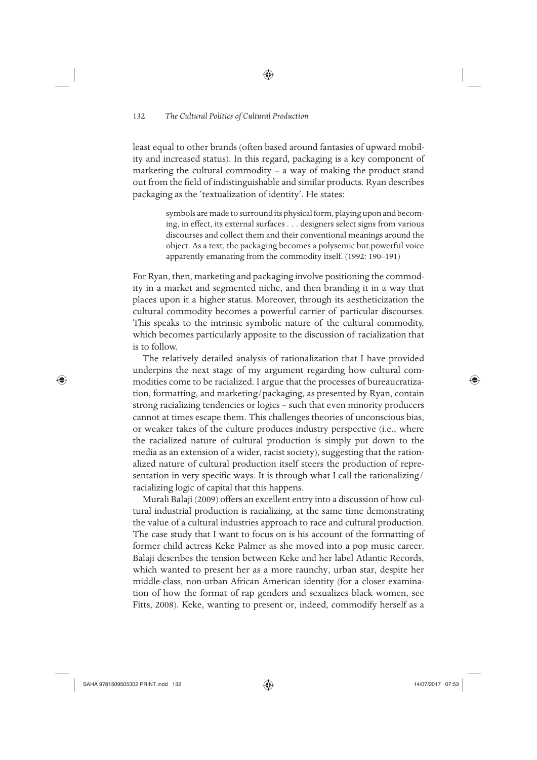least equal to other brands (often based around fantasies of upward mobility and increased status). In this regard, packaging is a key component of marketing the cultural commodity – a way of making the product stand out from the field of indistinguishable and similar products. Ryan describes packaging as the 'textualization of identity'. He states:

> symbols are made to surround its physical form, playing upon and becoming, in effect, its external surfaces . . . designers select signs from various discourses and collect them and their conventional meanings around the object. As a text, the packaging becomes a polysemic but powerful voice apparently emanating from the commodity itself. (1992: 190–191)

For Ryan, then, marketing and packaging involve positioning the commodity in a market and segmented niche, and then branding it in a way that places upon it a higher status. Moreover, through its aestheticization the cultural commodity becomes a powerful carrier of particular discourses. This speaks to the intrinsic symbolic nature of the cultural commodity, which becomes particularly apposite to the discussion of racialization that is to follow.

The relatively detailed analysis of rationalization that I have provided underpins the next stage of my argument regarding how cultural commodities come to be racialized. I argue that the processes of bureaucratization, formatting, and marketing/packaging, as presented by Ryan, contain strong racializing tendencies or logics – such that even minority producers cannot at times escape them. This challenges theories of unconscious bias, or weaker takes of the culture produces industry perspective (i.e., where the racialized nature of cultural production is simply put down to the media as an extension of a wider, racist society), suggesting that the rationalized nature of cultural production itself steers the production of representation in very specific ways. It is through what I call the rationalizing/racializing logic of capital that this happens.

Murali Balaji (2009) offers an excellent entry into a discussion of how cultural industrial production is racializing, at the same time demonstrating the value of a cultural industries approach to race and cultural production. The case study that I want to focus on is his account of the formatting of former child actress Keke Palmer as she moved into a pop music career. Balaji describes the tension between Keke and her label Atlantic Records, which wanted to present her as a more raunchy, urban star, despite her middle-class, non-urban African American identity (for a closer examination of how the format of rap genders and sexualizes black women, see Fitts, 2008). Keke, wanting to present or, indeed, commodify herself as a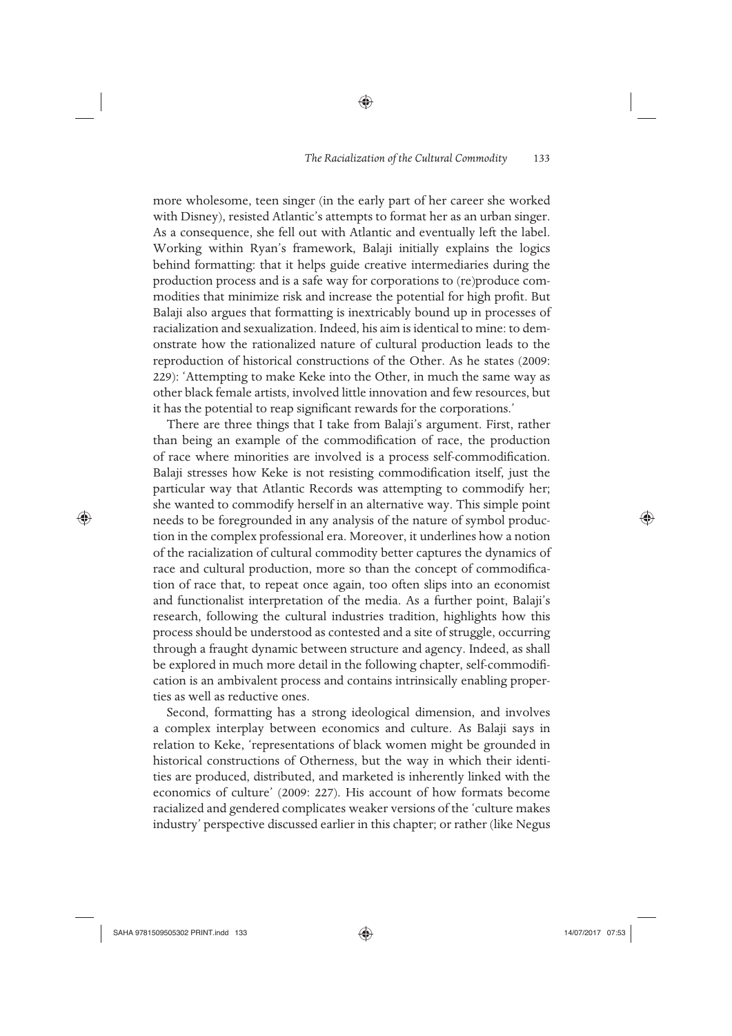more wholesome, teen singer (in the early part of her career she worked with Disney), resisted Atlantic's attempts to format her as an urban singer. As a consequence, she fell out with Atlantic and eventually left the label. Working within Ryan's framework, Balaji initially explains the logics behind formatting: that it helps guide creative intermediaries during the production process and is a safe way for corporations to (re)produce commodities that minimize risk and increase the potential for high profit. But Balaji also argues that formatting is inextricably bound up in processes of racialization and sexualization. Indeed, his aim is identical to mine: to demonstrate how the rationalized nature of cultural production leads to the reproduction of historical constructions of the Other. As he states (2009: 229): 'Attempting to make Keke into the Other, in much the same way as other black female artists, involved little innovation and few resources, but it has the potential to reap significant rewards for the corporations.'

There are three things that I take from Balaji's argument. First, rather than being an example of the commodification of race, the production of race where minorities are involved is a process self-commodification. Balaji stresses how Keke is not resisting commodification itself, just the particular way that Atlantic Records was attempting to commodify her; she wanted to commodify herself in an alternative way. This simple point needs to be foregrounded in any analysis of the nature of symbol production in the complex professional era. Moreover, it underlines how a notion of the racialization of cultural commodity better captures the dynamics of race and cultural production, more so than the concept of commodification of race that, to repeat once again, too often slips into an economist and functionalist interpretation of the media. As a further point, Balaji's research, following the cultural industries tradition, highlights how this process should be understood as contested and a site of struggle, occurring through a fraught dynamic between structure and agency. Indeed, as shall be explored in much more detail in the following chapter, self-commodification is an ambivalent process and contains intrinsically enabling properties as well as reductive ones.

Second, formatting has a strong ideological dimension, and involves a complex interplay between economics and culture. As Balaji says in relation to Keke, 'representations of black women might be grounded in historical constructions of Otherness, but the way in which their identities are produced, distributed, and marketed is inherently linked with the economics of culture' (2009: 227). His account of how formats become racialized and gendered complicates weaker versions of the 'culture makes industry' perspective discussed earlier in this chapter; or rather (like Negus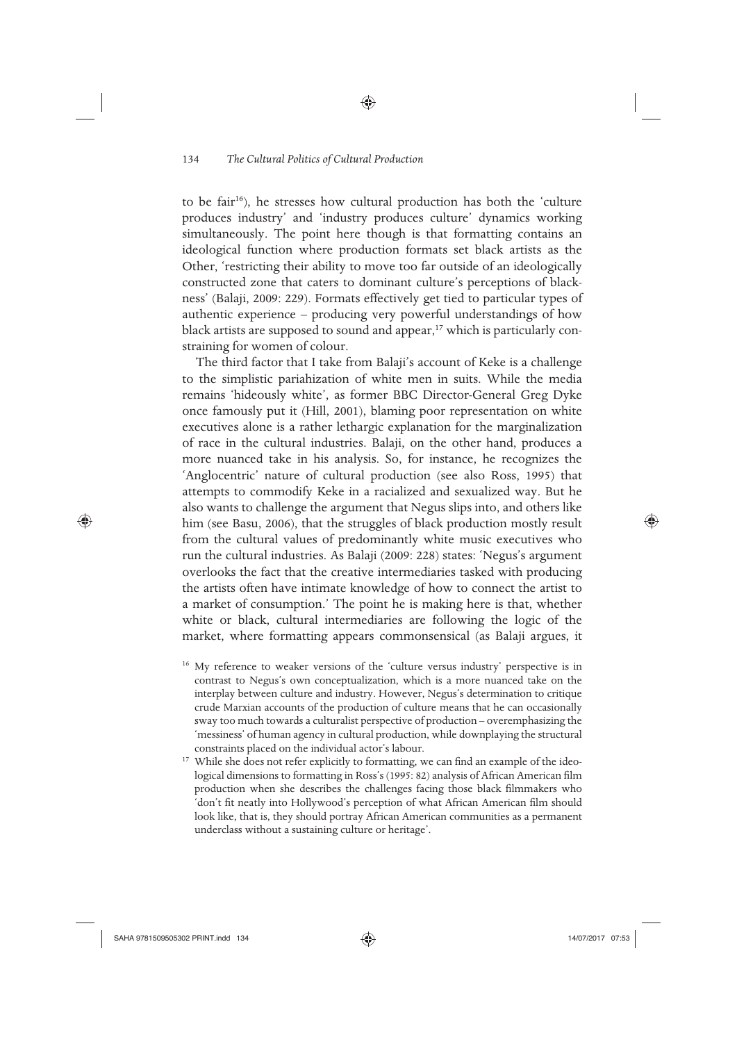to be fair[16]), he stresses how cultural production has both the 'culture produces industry' and 'industry produces culture' dynamics working simultaneously. The point here though is that formatting contains an ideological function where production formats set black artists as the Other, 'restricting their ability to move too far outside of an ideologically constructed zone that caters to dominant culture's perceptions of blackness' (Balaji, 2009: 229). Formats effectively get tied to particular types of authentic experience – producing very powerful understandings of how black artists are supposed to sound and appear,[17] which is particularly constraining for women of colour.

The third factor that I take from Balaji's account of Keke is a challenge to the simplistic pariahization of white men in suits. While the media remains 'hideously white', as former BBC Director-General Greg Dyke once famously put it (Hill, 2001), blaming poor representation on white executives alone is a rather lethargic explanation for the marginalization of race in the cultural industries. Balaji, on the other hand, produces a more nuanced take in his analysis. So, for instance, he recognizes the 'Anglocentric' nature of cultural production (see also Ross, 1995) that attempts to commodify Keke in a racialized and sexualized way. But he also wants to challenge the argument that Negus slips into, and others like him (see Basu, 2006), that the struggles of black production mostly result from the cultural values of predominantly white music executives who run the cultural industries. As Balaji (2009: 228) states: 'Negus's argument overlooks the fact that the creative intermediaries tasked with producing the artists often have intimate knowledge of how to connect the artist to a market of consumption.' The point he is making here is that, whether white or black, cultural intermediaries are following the logic of the market, where formatting appears commonsensical (as Balaji argues, it

[16] My reference to weaker versions of the 'culture versus industry' perspective is in contrast to Negus's own conceptualization, which is a more nuanced take on the interplay between culture and industry. However, Negus's determination to critique crude Marxian accounts of the production of culture means that he can occasionally sway too much towards a culturalist perspective of production – overemphasizing the 'messiness' of human agency in cultural production, while downplaying the structural constraints placed on the individual actor's labour.

[17] While she does not refer explicitly to formatting, we can find an example of the ideological dimensions to formatting in Ross's (1995: 82) analysis of African American film production when she describes the challenges facing those black filmmakers who 'don't fit neatly into Hollywood's perception of what African American film should look like, that is, they should portray African American communities as a permanent underclass without a sustaining culture or heritage'.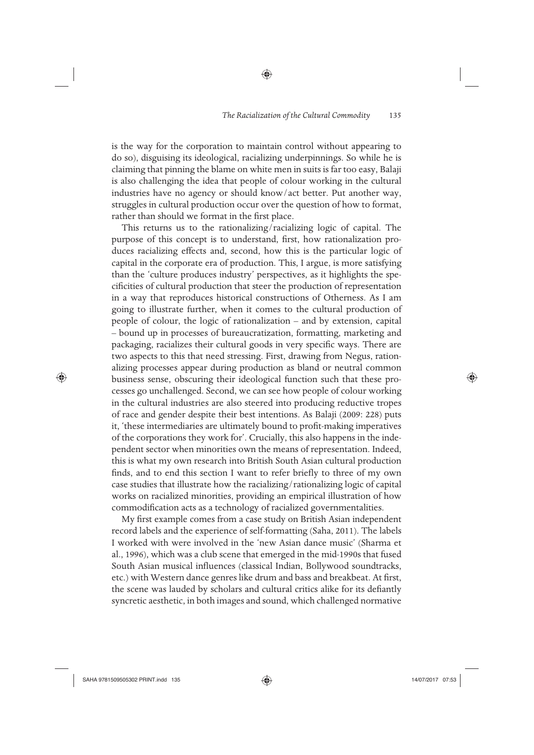is the way for the corporation to maintain control without appearing to do so), disguising its ideological, racializing underpinnings. So while he is claiming that pinning the blame on white men in suits is far too easy, Balaji is also challenging the idea that people of colour working in the cultural industries have no agency or should know/act better. Put another way, struggles in cultural production occur over the question of how to format, rather than should we format in the first place.

This returns us to the rationalizing/racializing logic of capital. The purpose of this concept is to understand, first, how rationalization produces racializing effects and, second, how this is the particular logic of capital in the corporate era of production. This, I argue, is more satisfying than the 'culture produces industry' perspectives, as it highlights the specificities of cultural production that steer the production of representation in a way that reproduces historical constructions of Otherness. As I am going to illustrate further, when it comes to the cultural production of people of colour, the logic of rationalization – and by extension, capital – bound up in processes of bureaucratization, formatting, marketing and packaging, racializes their cultural goods in very specific ways. There are two aspects to this that need stressing. First, drawing from Negus, rationalizing processes appear during production as bland or neutral common business sense, obscuring their ideological function such that these processes go unchallenged. Second, we can see how people of colour working in the cultural industries are also steered into producing reductive tropes of race and gender despite their best intentions. As Balaji (2009: 228) puts it, 'these intermediaries are ultimately bound to profit-making imperatives of the corporations they work for'. Crucially, this also happens in the independent sector when minorities own the means of representation. Indeed, this is what my own research into British South Asian cultural production finds, and to end this section I want to refer briefly to three of my own case studies that illustrate how the racializing/rationalizing logic of capital works on racialized minorities, providing an empirical illustration of how commodification acts as a technology of racialized governmentalities.

My first example comes from a case study on British Asian independent record labels and the experience of self-formatting (Saha, 2011). The labels I worked with were involved in the 'new Asian dance music' (Sharma et al., 1996), which was a club scene that emerged in the mid-1990s that fused South Asian musical influences (classical Indian, Bollywood soundtracks, etc.) with Western dance genres like drum and bass and breakbeat. At first, the scene was lauded by scholars and cultural critics alike for its defiantly syncretic aesthetic, in both images and sound, which challenged normative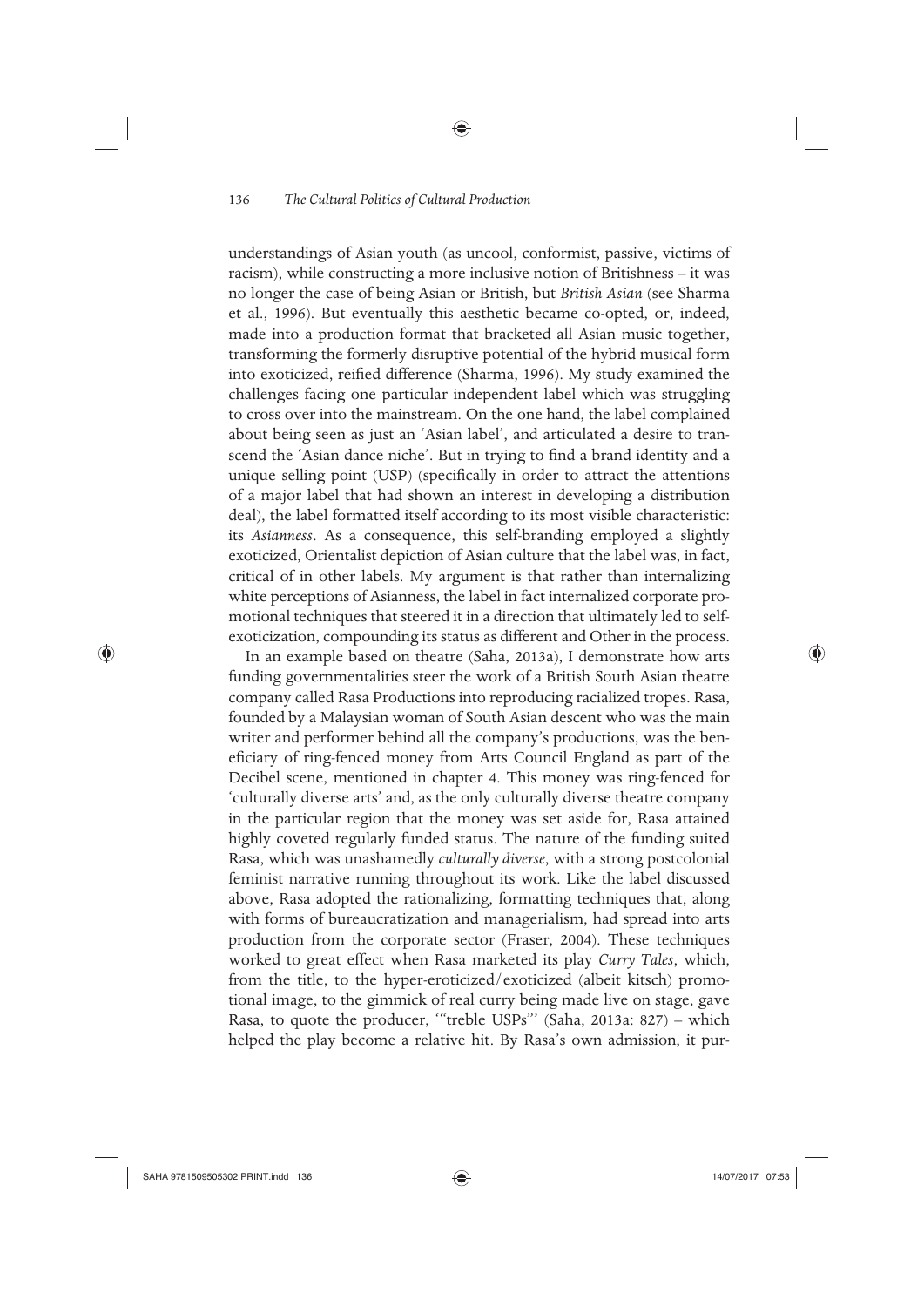understandings of Asian youth (as uncool, conformist, passive, victims of racism), while constructing a more inclusive notion of Britishness – it was no longer the case of being Asian or British, but *British Asian* (see Sharma et al., 1996). But eventually this aesthetic became co-opted, or, indeed, made into a production format that bracketed all Asian music together, transforming the formerly disruptive potential of the hybrid musical form into exoticized, reified difference (Sharma, 1996). My study examined the challenges facing one particular independent label which was struggling to cross over into the mainstream. On the one hand, the label complained about being seen as just an 'Asian label', and articulated a desire to transcend the 'Asian dance niche'. But in trying to find a brand identity and a unique selling point (USP) (specifically in order to attract the attentions of a major label that had shown an interest in developing a distribution deal), the label formatted itself according to its most visible characteristic: its *Asianness*. As a consequence, this self-branding employed a slightly exoticized, Orientalist depiction of Asian culture that the label was, in fact, critical of in other labels. My argument is that rather than internalizing white perceptions of Asianness, the label in fact internalized corporate promotional techniques that steered it in a direction that ultimately led to self-exoticization, compounding its status as different and Other in the process.

In an example based on theatre (Saha, 2013a), I demonstrate how arts funding governmentalities steer the work of a British South Asian theatre company called Rasa Productions into reproducing racialized tropes. Rasa, founded by a Malaysian woman of South Asian descent who was the main writer and performer behind all the company's productions, was the beneficiary of ring-fenced money from Arts Council England as part of the Decibel scene, mentioned in chapter 4. This money was ring-fenced for 'culturally diverse arts' and, as the only culturally diverse theatre company in the particular region that the money was set aside for, Rasa attained highly coveted regularly funded status. The nature of the funding suited Rasa, which was unashamedly *culturally diverse*, with a strong postcolonial feminist narrative running throughout its work. Like the label discussed above, Rasa adopted the rationalizing, formatting techniques that, along with forms of bureaucratization and managerialism, had spread into arts production from the corporate sector (Fraser, 2004). These techniques worked to great effect when Rasa marketed its play *Curry Tales*, which, from the title, to the hyper-eroticized/exoticized (albeit kitsch) promotional image, to the gimmick of real curry being made live on stage, gave Rasa, to quote the producer, '"treble USPs"' (Saha, 2013a: 827) – which helped the play become a relative hit. By Rasa's own admission, it pur-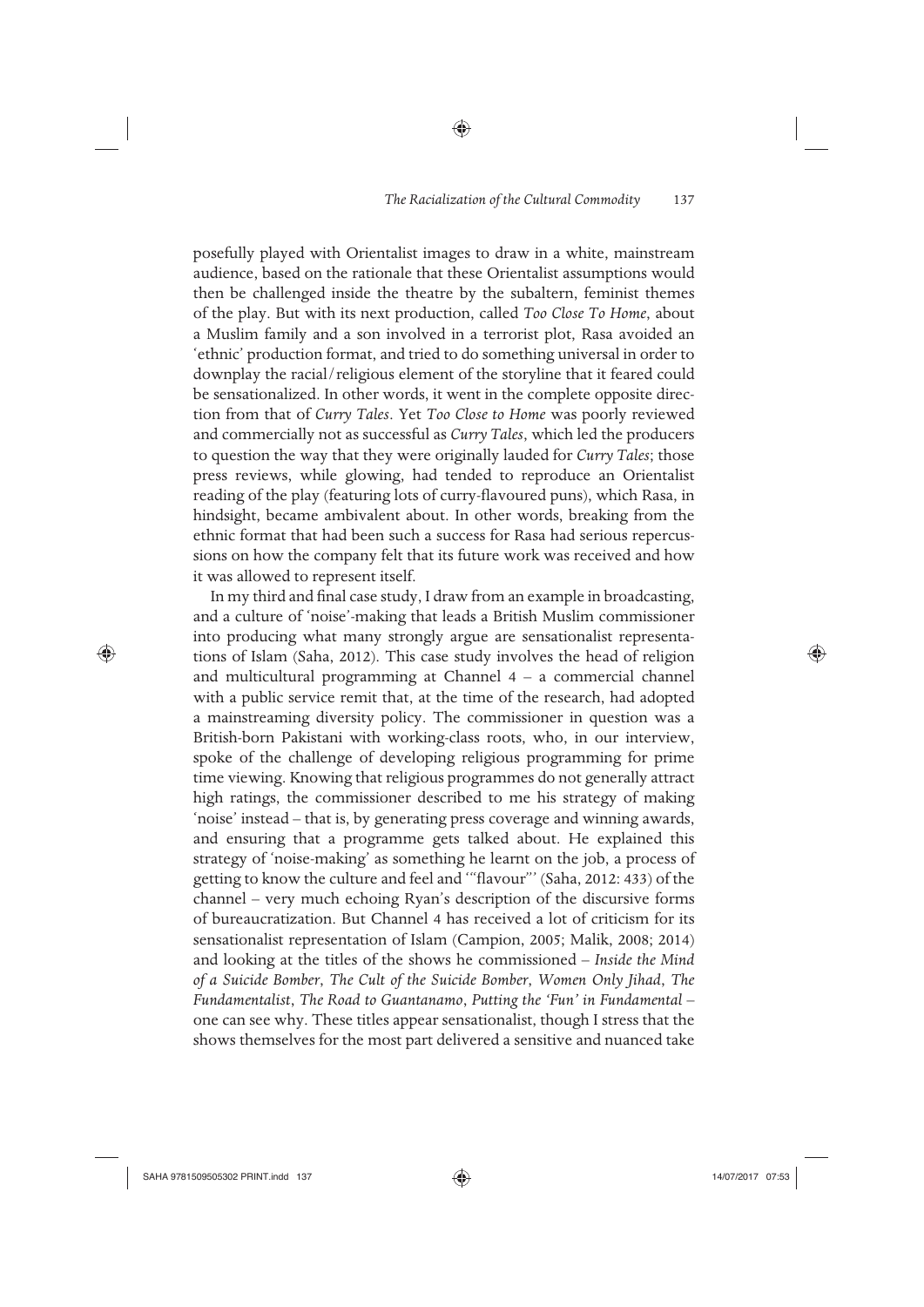posefully played with Orientalist images to draw in a white, mainstream audience, based on the rationale that these Orientalist assumptions would then be challenged inside the theatre by the subaltern, feminist themes of the play. But with its next production, called *Too Close To Home*, about a Muslim family and a son involved in a terrorist plot, Rasa avoided an 'ethnic' production format, and tried to do something universal in order to downplay the racial/religious element of the storyline that it feared could be sensationalized. In other words, it went in the complete opposite direction from that of *Curry Tales*. Yet *Too Close to Home* was poorly reviewed and commercially not as successful as *Curry Tales*, which led the producers to question the way that they were originally lauded for *Curry Tales*; those press reviews, while glowing, had tended to reproduce an Orientalist reading of the play (featuring lots of curry-flavoured puns), which Rasa, in hindsight, became ambivalent about. In other words, breaking from the ethnic format that had been such a success for Rasa had serious repercussions on how the company felt that its future work was received and how it was allowed to represent itself.

In my third and final case study, I draw from an example in broadcasting, and a culture of 'noise'-making that leads a British Muslim commissioner into producing what many strongly argue are sensationalist representations of Islam (Saha, 2012). This case study involves the head of religion and multicultural programming at Channel 4 – a commercial channel with a public service remit that, at the time of the research, had adopted a mainstreaming diversity policy. The commissioner in question was a British-born Pakistani with working-class roots, who, in our interview, spoke of the challenge of developing religious programming for prime time viewing. Knowing that religious programmes do not generally attract high ratings, the commissioner described to me his strategy of making 'noise' instead – that is, by generating press coverage and winning awards, and ensuring that a programme gets talked about. He explained this strategy of 'noise-making' as something he learnt on the job, a process of getting to know the culture and feel and '"flavour"' (Saha, 2012: 433) of the channel – very much echoing Ryan's description of the discursive forms of bureaucratization. But Channel 4 has received a lot of criticism for its sensationalist representation of Islam (Campion, 2005; Malik, 2008; 2014) and looking at the titles of the shows he commissioned – *Inside the Mind of a Suicide Bomber*, *The Cult of the Suicide Bomber*, *Women Only Jihad*, *The Fundamentalist*, *The Road to Guantanamo*, *Putting the 'Fun' in Fundamental* – one can see why. These titles appear sensationalist, though I stress that the shows themselves for the most part delivered a sensitive and nuanced take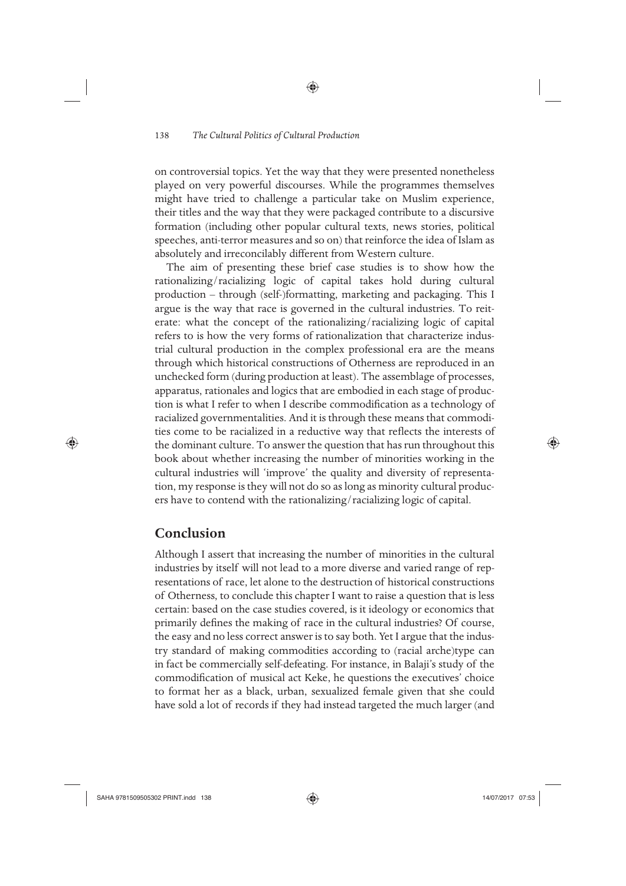on controversial topics. Yet the way that they were presented nonetheless played on very powerful discourses. While the programmes themselves might have tried to challenge a particular take on Muslim experience, their titles and the way that they were packaged contribute to a discursive formation (including other popular cultural texts, news stories, political speeches, anti-terror measures and so on) that reinforce the idea of Islam as absolutely and irreconcilably different from Western culture.

The aim of presenting these brief case studies is to show how the rationalizing/racializing logic of capital takes hold during cultural production – through (self-)formatting, marketing and packaging. This I argue is the way that race is governed in the cultural industries. To reiterate: what the concept of the rationalizing/racializing logic of capital refers to is how the very forms of rationalization that characterize industrial cultural production in the complex professional era are the means through which historical constructions of Otherness are reproduced in an unchecked form (during production at least). The assemblage of processes, apparatus, rationales and logics that are embodied in each stage of production is what I refer to when I describe commodification as a technology of racialized governmentalities. And it is through these means that commodities come to be racialized in a reductive way that reflects the interests of the dominant culture. To answer the question that has run throughout this book about whether increasing the number of minorities working in the cultural industries will 'improve' the quality and diversity of representation, my response is they will not do so as long as minority cultural producers have to contend with the rationalizing/racializing logic of capital.

## Conclusion

Although I assert that increasing the number of minorities in the cultural industries by itself will not lead to a more diverse and varied range of representations of race, let alone to the destruction of historical constructions of Otherness, to conclude this chapter I want to raise a question that is less certain: based on the case studies covered, is it ideology or economics that primarily defines the making of race in the cultural industries? Of course, the easy and no less correct answer is to say both. Yet I argue that the industry standard of making commodities according to (racial arche)type can in fact be commercially self-defeating. For instance, in Balaji's study of the commodification of musical act Keke, he questions the executives' choice to format her as a black, urban, sexualized female given that she could have sold a lot of records if they had instead targeted the much larger (and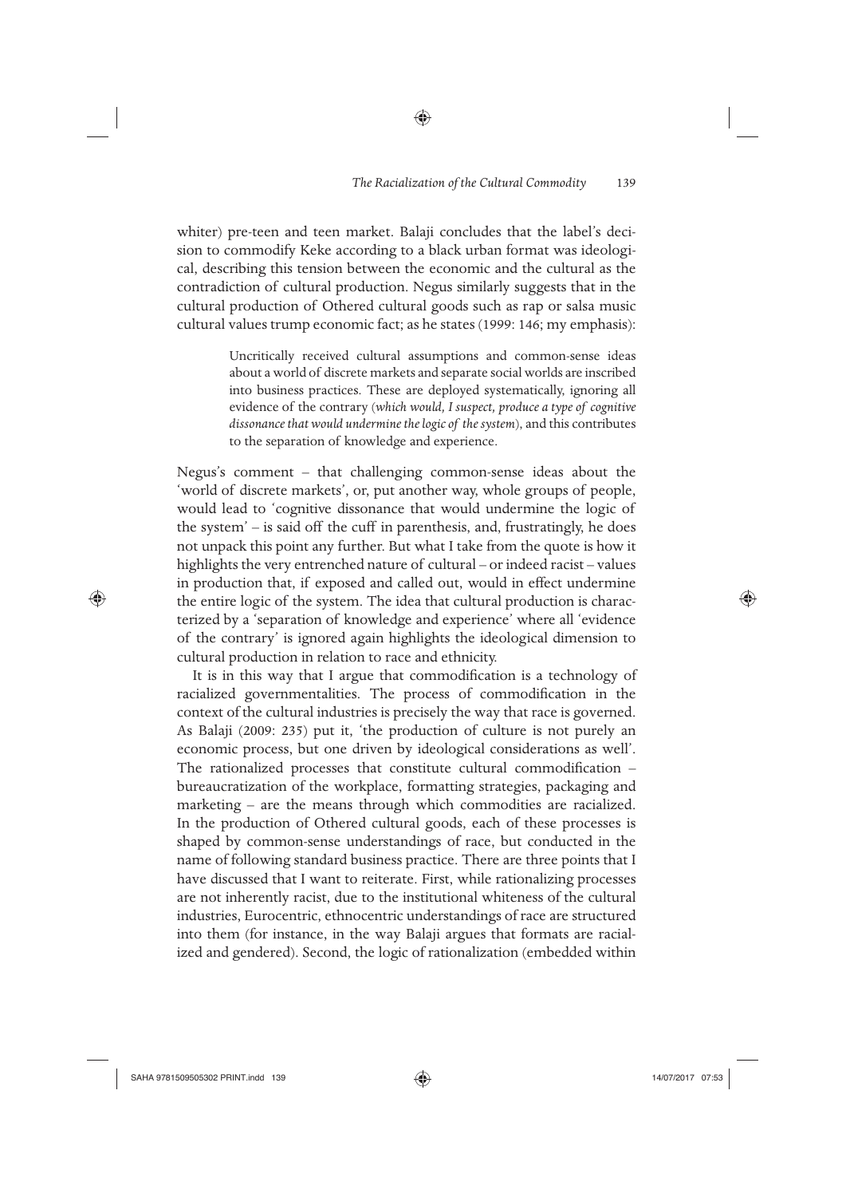whiter) pre-teen and teen market. Balaji concludes that the label's decision to commodify Keke according to a black urban format was ideological, describing this tension between the economic and the cultural as the contradiction of cultural production. Negus similarly suggests that in the cultural production of Othered cultural goods such as rap or salsa music cultural values trump economic fact; as he states (1999: 146; my emphasis):

> Uncritically received cultural assumptions and common-sense ideas about a world of discrete markets and separate social worlds are inscribed into business practices. These are deployed systematically, ignoring all evidence of the contrary (*which would, I suspect, produce a type of cognitive dissonance that would undermine the logic of the system*), and this contributes to the separation of knowledge and experience.

Negus's comment – that challenging common-sense ideas about the 'world of discrete markets', or, put another way, whole groups of people, would lead to 'cognitive dissonance that would undermine the logic of the system' – is said off the cuff in parenthesis, and, frustratingly, he does not unpack this point any further. But what I take from the quote is how it highlights the very entrenched nature of cultural – or indeed racist – values in production that, if exposed and called out, would in effect undermine the entire logic of the system. The idea that cultural production is characterized by a 'separation of knowledge and experience' where all 'evidence of the contrary' is ignored again highlights the ideological dimension to cultural production in relation to race and ethnicity.

It is in this way that I argue that commodification is a technology of racialized governmentalities. The process of commodification in the context of the cultural industries is precisely the way that race is governed. As Balaji (2009: 235) put it, 'the production of culture is not purely an economic process, but one driven by ideological considerations as well'. The rationalized processes that constitute cultural commodification – bureaucratization of the workplace, formatting strategies, packaging and marketing – are the means through which commodities are racialized. In the production of Othered cultural goods, each of these processes is shaped by common-sense understandings of race, but conducted in the name of following standard business practice. There are three points that I have discussed that I want to reiterate. First, while rationalizing processes are not inherently racist, due to the institutional whiteness of the cultural industries, Eurocentric, ethnocentric understandings of race are structured into them (for instance, in the way Balaji argues that formats are racialized and gendered). Second, the logic of rationalization (embedded within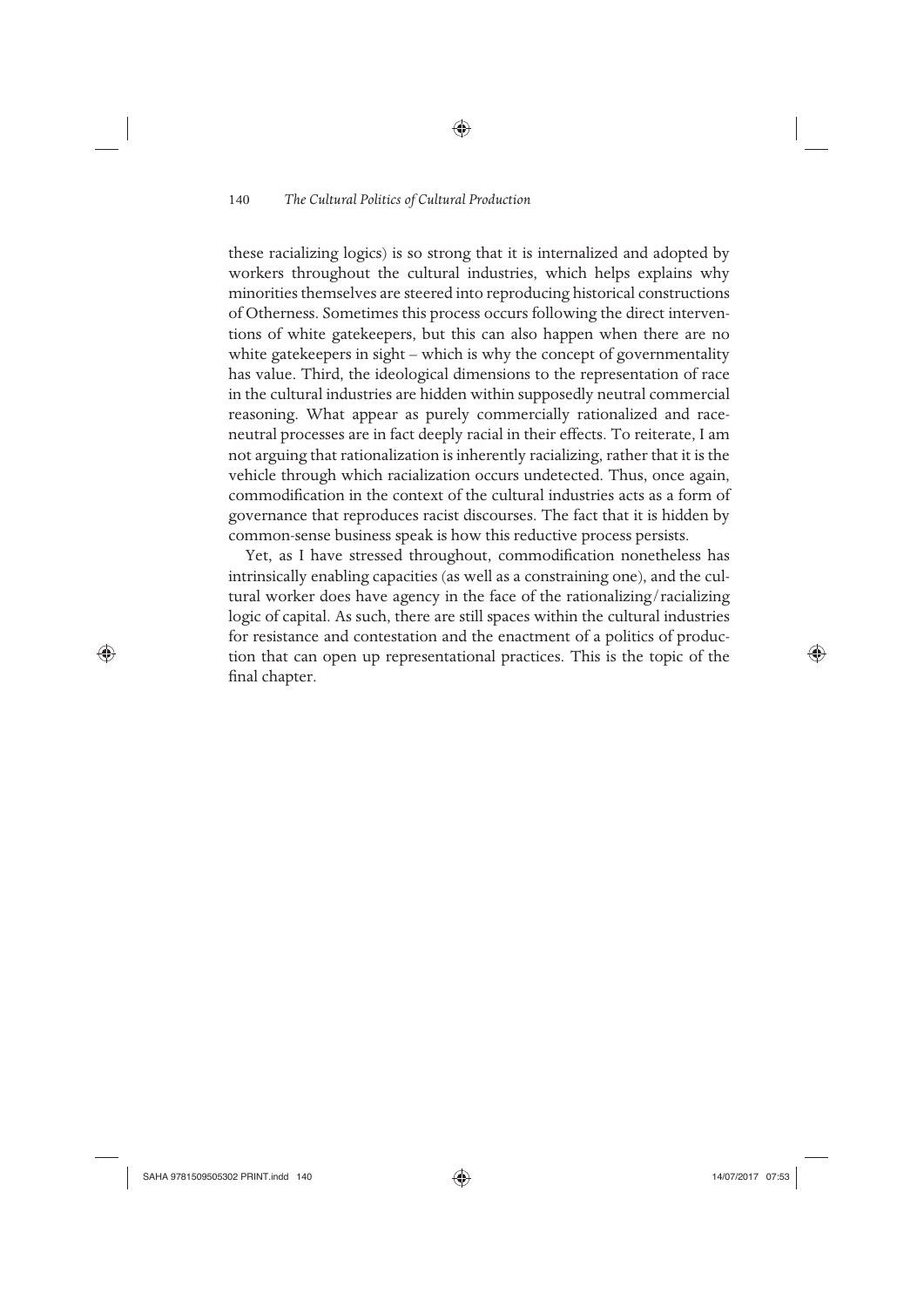these racializing logics) is so strong that it is internalized and adopted by workers throughout the cultural industries, which helps explains why minorities themselves are steered into reproducing historical constructions of Otherness. Sometimes this process occurs following the direct interventions of white gatekeepers, but this can also happen when there are no white gatekeepers in sight – which is why the concept of governmentality has value. Third, the ideological dimensions to the representation of race in the cultural industries are hidden within supposedly neutral commercial reasoning. What appear as purely commercially rationalized and race-neutral processes are in fact deeply racial in their effects. To reiterate, I am not arguing that rationalization is inherently racializing, rather that it is the vehicle through which racialization occurs undetected. Thus, once again, commodification in the context of the cultural industries acts as a form of governance that reproduces racist discourses. The fact that it is hidden by common-sense business speak is how this reductive process persists.

Yet, as I have stressed throughout, commodification nonetheless has intrinsically enabling capacities (as well as a constraining one), and the cultural worker does have agency in the face of the rationalizing/racializing logic of capital. As such, there are still spaces within the cultural industries for resistance and contestation and the enactment of a politics of production that can open up representational practices. This is the topic of the final chapter.